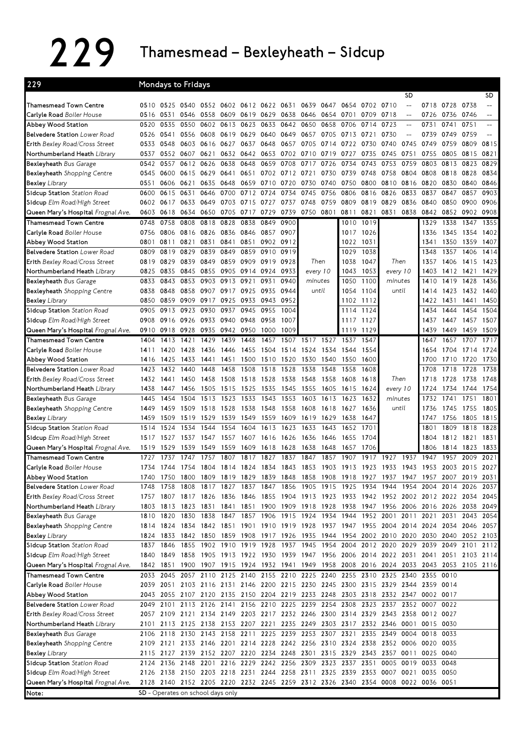# 229 Thamesmead – Bexleyheath – Sidcup

## 229 Mondays to Fridays

| Stop | | | | | | | | | | | | | | SD | | | | SD |
|---|---|---|---|---|---|---|---|---|---|---|---|---|---|---|---|---|---|---|
| Thamesmead Town Centre | 0510 | 0525 | 0540 | 0552 | 0602 | 0612 | 0622 | 0631 | 0639 | 0647 | 0654 | 0702 | 0710 | -- | 0718 | 0728 | 0738 | -- |
| Carlyle Road *Boiler House* | 0516 | 0531 | 0546 | 0558 | 0609 | 0619 | 0629 | 0638 | 0646 | 0654 | 0701 | 0709 | 0718 | -- | 0726 | 0736 | 0746 | -- |
| Abbey Wood Station | 0520 | 0535 | 0550 | 0602 | 0613 | 0623 | 0633 | 0642 | 0650 | 0658 | 0706 | 0714 | 0723 | -- | 0731 | 0741 | 0751 | -- |
| Belvedere Station *Lower Road* | 0526 | 0541 | 0556 | 0608 | 0619 | 0629 | 0640 | 0649 | 0657 | 0705 | 0713 | 0721 | 0730 | -- | 0739 | 0749 | 0759 | -- |
| Erith *Bexley Road/Cross Street* | 0533 | 0548 | 0603 | 0616 | 0627 | 0637 | 0648 | 0657 | 0705 | 0714 | 0722 | 0730 | 0740 | 0745 | 0749 | 0759 | 0809 | 0815 |
| Northumberland Heath *Library* | 0537 | 0552 | 0607 | 0621 | 0632 | 0642 | 0653 | 0702 | 0710 | 0719 | 0727 | 0735 | 0745 | 0751 | 0755 | 0805 | 0815 | 0821 |
| Bexleyheath *Bus Garage* | 0542 | 0557 | 0612 | 0626 | 0638 | 0648 | 0659 | 0708 | 0717 | 0726 | 0734 | 0743 | 0753 | 0759 | 0803 | 0813 | 0823 | 0829 |
| Bexleyheath *Shopping Centre* | 0545 | 0600 | 0615 | 0629 | 0641 | 0651 | 0702 | 0712 | 0721 | 0730 | 0739 | 0748 | 0758 | 0804 | 0808 | 0818 | 0828 | 0834 |
| Bexley *Library* | 0551 | 0606 | 0621 | 0635 | 0648 | 0659 | 0710 | 0720 | 0730 | 0740 | 0750 | 0800 | 0810 | 0816 | 0820 | 0830 | 0840 | 0846 |
| Sidcup Station *Station Road* | 0600 | 0615 | 0631 | 0646 | 0700 | 0712 | 0724 | 0734 | 0745 | 0756 | 0806 | 0816 | 0826 | 0833 | 0837 | 0847 | 0857 | 0903 |
| Sidcup *Elm Road/High Street* | 0602 | 0617 | 0633 | 0649 | 0703 | 0715 | 0727 | 0737 | 0748 | 0759 | 0809 | 0819 | 0829 | 0836 | 0840 | 0850 | 0900 | 0906 |
| Queen Mary's Hospital *Frognal Ave.* | 0603 | 0618 | 0634 | 0650 | 0705 | 0717 | 0729 | 0739 | 0750 | 0801 | 0811 | 0821 | 0831 | 0838 | 0842 | 0852 | 0902 | 0908 |

| Stop | | | | | | | | | | | | | | | | |
|---|---|---|---|---|---|---|---|---|---|---|---|---|---|---|---|---|
| Thamesmead Town Centre | 0748 | 0758 | 0808 | 0818 | 0828 | 0838 | 0849 | 0900 | Then every 10 minutes until | 1010 | 1019 | Then every 10 minutes until | 1329 | 1338 | 1347 | 1355 |
| Carlyle Road *Boiler House* | 0756 | 0806 | 0816 | 0826 | 0836 | 0846 | 0857 | 0907 | | 1017 | 1026 | | 1336 | 1345 | 1354 | 1402 |
| Abbey Wood Station | 0801 | 0811 | 0821 | 0831 | 0841 | 0851 | 0902 | 0912 | | 1022 | 1031 | | 1341 | 1350 | 1359 | 1407 |
| Belvedere Station *Lower Road* | 0809 | 0819 | 0829 | 0839 | 0849 | 0859 | 0910 | 0919 | | 1029 | 1038 | | 1348 | 1357 | 1406 | 1414 |
| Erith *Bexley Road/Cross Street* | 0819 | 0829 | 0839 | 0849 | 0859 | 0909 | 0919 | 0928 | | 1038 | 1047 | | 1357 | 1406 | 1415 | 1423 |
| Northumberland Heath *Library* | 0825 | 0835 | 0845 | 0855 | 0905 | 0914 | 0924 | 0933 | | 1043 | 1053 | | 1403 | 1412 | 1421 | 1429 |
| Bexleyheath *Bus Garage* | 0833 | 0843 | 0853 | 0903 | 0913 | 0921 | 0931 | 0940 | | 1050 | 1100 | | 1410 | 1419 | 1428 | 1436 |
| Bexleyheath *Shopping Centre* | 0838 | 0848 | 0858 | 0907 | 0917 | 0925 | 0935 | 0944 | | 1054 | 1104 | | 1414 | 1423 | 1432 | 1440 |
| Bexley *Library* | 0850 | 0859 | 0909 | 0917 | 0925 | 0933 | 0943 | 0952 | | 1102 | 1112 | | 1422 | 1431 | 1441 | 1450 |
| Sidcup Station *Station Road* | 0905 | 0913 | 0923 | 0930 | 0937 | 0945 | 0955 | 1004 | | 1114 | 1124 | | 1434 | 1444 | 1454 | 1504 |
| Sidcup *Elm Road/High Street* | 0908 | 0916 | 0926 | 0933 | 0940 | 0948 | 0958 | 1007 | | 1117 | 1127 | | 1437 | 1447 | 1457 | 1507 |
| Queen Mary's Hospital *Frognal Ave.* | 0910 | 0918 | 0928 | 0935 | 0942 | 0950 | 1000 | 1009 | | 1119 | 1129 | | 1439 | 1449 | 1459 | 1509 |

| Stop | | | | | | | | | | | | | | | | | |
|---|---|---|---|---|---|---|---|---|---|---|---|---|---|---|---|---|---|
| Thamesmead Town Centre | 1404 | 1413 | 1421 | 1429 | 1439 | 1448 | 1457 | 1507 | 1517 | 1527 | 1537 | 1547 | Then every 10 minutes until | 1647 | 1657 | 1707 | 1717 |
| Carlyle Road *Boiler House* | 1411 | 1420 | 1428 | 1436 | 1446 | 1455 | 1504 | 1514 | 1524 | 1534 | 1544 | 1554 | | 1654 | 1704 | 1714 | 1724 |
| Abbey Wood Station | 1416 | 1425 | 1433 | 1441 | 1451 | 1500 | 1510 | 1520 | 1530 | 1540 | 1550 | 1600 | | 1700 | 1710 | 1720 | 1730 |
| Belvedere Station *Lower Road* | 1423 | 1432 | 1440 | 1448 | 1458 | 1508 | 1518 | 1528 | 1538 | 1548 | 1558 | 1608 | | 1708 | 1718 | 1728 | 1738 |
| Erith *Bexley Road/Cross Street* | 1432 | 1441 | 1450 | 1458 | 1508 | 1518 | 1528 | 1538 | 1548 | 1558 | 1608 | 1618 | | 1718 | 1728 | 1738 | 1748 |
| Northumberland Heath *Library* | 1438 | 1447 | 1456 | 1505 | 1515 | 1525 | 1535 | 1545 | 1555 | 1605 | 1615 | 1624 | | 1724 | 1734 | 1744 | 1754 |
| Bexleyheath *Bus Garage* | 1445 | 1454 | 1504 | 1513 | 1523 | 1533 | 1543 | 1553 | 1603 | 1613 | 1623 | 1632 | | 1732 | 1741 | 1751 | 1801 |
| Bexleyheath *Shopping Centre* | 1449 | 1459 | 1509 | 1518 | 1528 | 1538 | 1548 | 1558 | 1608 | 1618 | 1627 | 1636 | | 1736 | 1745 | 1755 | 1805 |
| Bexley *Library* | 1459 | 1509 | 1519 | 1529 | 1539 | 1549 | 1559 | 1609 | 1619 | 1629 | 1638 | 1647 | | 1747 | 1756 | 1805 | 1815 |
| Sidcup Station *Station Road* | 1514 | 1524 | 1534 | 1544 | 1554 | 1604 | 1613 | 1623 | 1633 | 1643 | 1652 | 1701 | | 1801 | 1809 | 1818 | 1828 |
| Sidcup *Elm Road/High Street* | 1517 | 1527 | 1537 | 1547 | 1557 | 1607 | 1616 | 1626 | 1636 | 1646 | 1655 | 1704 | | 1804 | 1812 | 1821 | 1831 |
| Queen Mary's Hospital *Frognal Ave.* | 1519 | 1529 | 1539 | 1549 | 1559 | 1609 | 1618 | 1628 | 1638 | 1648 | 1657 | 1706 | | 1806 | 1814 | 1823 | 1833 |

| Stop | | | | | | | | | | | | | | | | | | |
|---|---|---|---|---|---|---|---|---|---|---|---|---|---|---|---|---|---|---|
| Thamesmead Town Centre | 1727 | 1737 | 1747 | 1757 | 1807 | 1817 | 1827 | 1837 | 1847 | 1857 | 1907 | 1917 | 1927 | 1937 | 1947 | 1957 | 2009 | 2021 |
| Carlyle Road *Boiler House* | 1734 | 1744 | 1754 | 1804 | 1814 | 1824 | 1834 | 1843 | 1853 | 1903 | 1913 | 1923 | 1933 | 1943 | 1953 | 2003 | 2015 | 2027 |
| Abbey Wood Station | 1740 | 1750 | 1800 | 1809 | 1819 | 1829 | 1839 | 1848 | 1858 | 1908 | 1918 | 1927 | 1937 | 1947 | 1957 | 2007 | 2019 | 2031 |
| Belvedere Station *Lower Road* | 1748 | 1758 | 1808 | 1817 | 1827 | 1837 | 1847 | 1856 | 1905 | 1915 | 1925 | 1934 | 1944 | 1954 | 2004 | 2014 | 2026 | 2037 |
| Erith *Bexley Road/Cross Street* | 1757 | 1807 | 1817 | 1826 | 1836 | 1846 | 1855 | 1904 | 1913 | 1923 | 1933 | 1942 | 1952 | 2002 | 2012 | 2022 | 2034 | 2045 |
| Northumberland Heath *Library* | 1803 | 1813 | 1823 | 1831 | 1841 | 1851 | 1900 | 1909 | 1918 | 1928 | 1938 | 1947 | 1956 | 2006 | 2016 | 2026 | 2038 | 2049 |
| Bexleyheath *Bus Garage* | 1810 | 1820 | 1830 | 1838 | 1847 | 1857 | 1906 | 1915 | 1924 | 1934 | 1944 | 1952 | 2001 | 2011 | 2021 | 2031 | 2043 | 2054 |
| Bexleyheath *Shopping Centre* | 1814 | 1824 | 1834 | 1842 | 1851 | 1901 | 1910 | 1919 | 1928 | 1937 | 1947 | 1955 | 2004 | 2014 | 2024 | 2034 | 2046 | 2057 |
| Bexley *Library* | 1824 | 1833 | 1842 | 1850 | 1859 | 1908 | 1917 | 1926 | 1935 | 1944 | 1954 | 2002 | 2010 | 2020 | 2030 | 2040 | 2052 | 2103 |
| Sidcup Station *Station Road* | 1837 | 1846 | 1855 | 1902 | 1910 | 1919 | 1928 | 1937 | 1945 | 1954 | 2004 | 2012 | 2020 | 2029 | 2039 | 2049 | 2101 | 2112 |
| Sidcup *Elm Road/High Street* | 1840 | 1849 | 1858 | 1905 | 1913 | 1922 | 1930 | 1939 | 1947 | 1956 | 2006 | 2014 | 2022 | 2031 | 2041 | 2051 | 2103 | 2114 |
| Queen Mary's Hospital *Frognal Ave.* | 1842 | 1851 | 1900 | 1907 | 1915 | 1924 | 1932 | 1941 | 1949 | 1958 | 2008 | 2016 | 2024 | 2033 | 2043 | 2053 | 2105 | 2116 |

| Stop | | | | | | | | | | | | | | | | |
|---|---|---|---|---|---|---|---|---|---|---|---|---|---|---|---|---|
| Thamesmead Town Centre | 2033 | 2045 | 2057 | 2110 | 2125 | 2140 | 2155 | 2210 | 2225 | 2240 | 2255 | 2310 | 2325 | 2340 | 2355 | 0010 |
| Carlyle Road *Boiler House* | 2039 | 2051 | 2103 | 2116 | 2131 | 2146 | 2200 | 2215 | 2230 | 2245 | 2300 | 2315 | 2329 | 2344 | 2359 | 0014 |
| Abbey Wood Station | 2043 | 2055 | 2107 | 2120 | 2135 | 2150 | 2204 | 2219 | 2233 | 2248 | 2303 | 2318 | 2332 | 2347 | 0002 | 0017 |
| Belvedere Station *Lower Road* | 2049 | 2101 | 2113 | 2126 | 2141 | 2156 | 2210 | 2225 | 2239 | 2254 | 2308 | 2323 | 2337 | 2352 | 0007 | 0022 |
| Erith *Bexley Road/Cross Street* | 2057 | 2109 | 2121 | 2134 | 2149 | 2203 | 2217 | 2232 | 2246 | 2300 | 2314 | 2329 | 2343 | 2358 | 0012 | 0027 |
| Northumberland Heath *Library* | 2101 | 2113 | 2125 | 2138 | 2153 | 2207 | 2221 | 2235 | 2249 | 2303 | 2317 | 2332 | 2346 | 0001 | 0015 | 0030 |
| Bexleyheath *Bus Garage* | 2106 | 2118 | 2130 | 2143 | 2158 | 2211 | 2225 | 2239 | 2253 | 2307 | 2321 | 2335 | 2349 | 0004 | 0018 | 0033 |
| Bexleyheath *Shopping Centre* | 2109 | 2121 | 2133 | 2146 | 2201 | 2214 | 2228 | 2242 | 2256 | 2310 | 2324 | 2338 | 2352 | 0006 | 0020 | 0035 |
| Bexley *Library* | 2115 | 2127 | 2139 | 2152 | 2207 | 2220 | 2234 | 2248 | 2301 | 2315 | 2329 | 2343 | 2357 | 0011 | 0025 | 0040 |
| Sidcup Station *Station Road* | 2124 | 2136 | 2148 | 2201 | 2216 | 2229 | 2242 | 2256 | 2309 | 2323 | 2337 | 2351 | 0005 | 0019 | 0033 | 0048 |
| Sidcup *Elm Road/High Street* | 2126 | 2138 | 2150 | 2203 | 2218 | 2231 | 2244 | 2258 | 2311 | 2325 | 2339 | 2353 | 0007 | 0021 | 0035 | 0050 |
| Queen Mary's Hospital *Frognal Ave.* | 2128 | 2140 | 2152 | 2205 | 2220 | 2232 | 2245 | 2259 | 2312 | 2326 | 2340 | 2354 | 0008 | 0022 | 0036 | 0051 |

Note: SD - Operates on school days only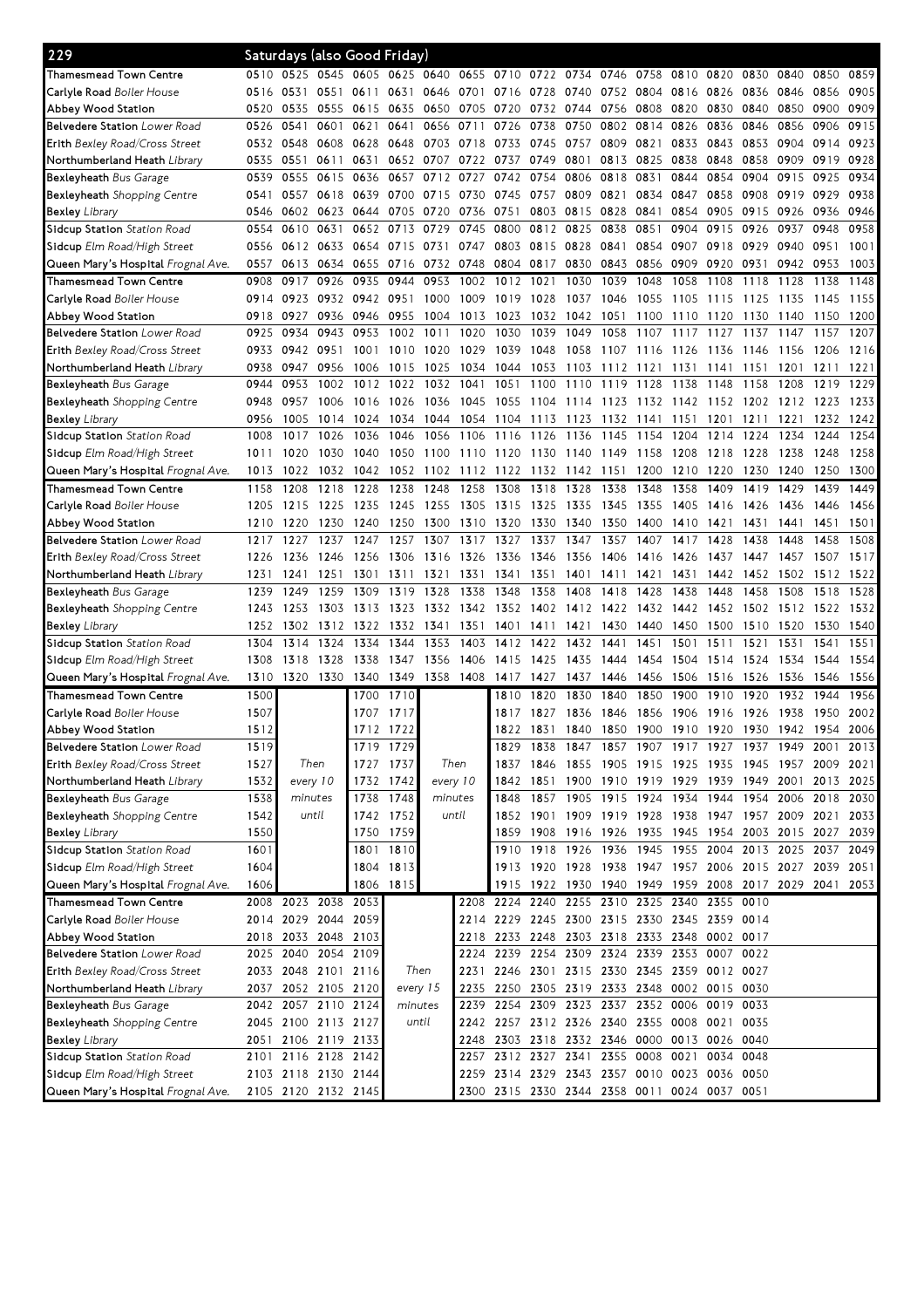## 229 Saturdays (also Good Friday)

| Stop | | | | | | | | | | | | | | | | | | |
|---|---|---|---|---|---|---|---|---|---|---|---|---|---|---|---|---|---|---|
| **Thamesmead Town Centre** | 0510 | 0525 | 0545 | 0605 | 0625 | 0640 | 0655 | 0710 | 0722 | 0734 | 0746 | 0758 | 0810 | 0820 | 0830 | 0840 | 0850 | 0859 |
| **Carlyle Road** *Boiler House* | 0516 | 0531 | 0551 | 0611 | 0631 | 0646 | 0701 | 0716 | 0728 | 0740 | 0752 | 0804 | 0816 | 0826 | 0836 | 0846 | 0856 | 0905 |
| **Abbey Wood Station** | 0520 | 0535 | 0555 | 0615 | 0635 | 0650 | 0705 | 0720 | 0732 | 0744 | 0756 | 0808 | 0820 | 0830 | 0840 | 0850 | 0900 | 0909 |
| **Belvedere Station** *Lower Road* | 0526 | 0541 | 0601 | 0621 | 0641 | 0656 | 0711 | 0726 | 0738 | 0750 | 0802 | 0814 | 0826 | 0836 | 0846 | 0856 | 0906 | 0915 |
| **Erith** *Bexley Road/Cross Street* | 0532 | 0548 | 0608 | 0628 | 0648 | 0703 | 0718 | 0733 | 0745 | 0757 | 0809 | 0821 | 0833 | 0843 | 0853 | 0904 | 0914 | 0923 |
| **Northumberland Heath** *Library* | 0535 | 0551 | 0611 | 0631 | 0652 | 0707 | 0722 | 0737 | 0749 | 0801 | 0813 | 0825 | 0838 | 0848 | 0858 | 0909 | 0919 | 0928 |
| **Bexleyheath** *Bus Garage* | 0539 | 0555 | 0615 | 0636 | 0657 | 0712 | 0727 | 0742 | 0754 | 0806 | 0818 | 0831 | 0844 | 0854 | 0904 | 0915 | 0925 | 0934 |
| **Bexleyheath** *Shopping Centre* | 0541 | 0557 | 0618 | 0639 | 0700 | 0715 | 0730 | 0745 | 0757 | 0809 | 0821 | 0834 | 0847 | 0858 | 0908 | 0919 | 0929 | 0938 |
| **Bexley** *Library* | 0546 | 0602 | 0623 | 0644 | 0705 | 0720 | 0736 | 0751 | 0803 | 0815 | 0828 | 0841 | 0854 | 0905 | 0915 | 0926 | 0936 | 0946 |
| **Sidcup Station** *Station Road* | 0554 | 0610 | 0631 | 0652 | 0713 | 0729 | 0745 | 0800 | 0812 | 0825 | 0838 | 0851 | 0904 | 0915 | 0926 | 0937 | 0948 | 0958 |
| **Sidcup** *Elm Road/High Street* | 0556 | 0612 | 0633 | 0654 | 0715 | 0731 | 0747 | 0803 | 0815 | 0828 | 0841 | 0854 | 0907 | 0918 | 0929 | 0940 | 0951 | 1001 |
| **Queen Mary's Hospital** *Frognal Ave.* | 0557 | 0613 | 0634 | 0655 | 0716 | 0732 | 0748 | 0804 | 0817 | 0830 | 0843 | 0856 | 0909 | 0920 | 0931 | 0942 | 0953 | 1003 |
| **Thamesmead Town Centre** | 0908 | 0917 | 0926 | 0935 | 0944 | 0953 | 1002 | 1012 | 1021 | 1030 | 1039 | 1048 | 1058 | 1108 | 1118 | 1128 | 1138 | 1148 |
| **Carlyle Road** *Boiler House* | 0914 | 0923 | 0932 | 0942 | 0951 | 1000 | 1009 | 1019 | 1028 | 1037 | 1046 | 1055 | 1105 | 1115 | 1125 | 1135 | 1145 | 1155 |
| **Abbey Wood Station** | 0918 | 0927 | 0936 | 0946 | 0955 | 1004 | 1013 | 1023 | 1032 | 1042 | 1051 | 1100 | 1110 | 1120 | 1130 | 1140 | 1150 | 1200 |
| **Belvedere Station** *Lower Road* | 0925 | 0934 | 0943 | 0953 | 1002 | 1011 | 1020 | 1030 | 1039 | 1049 | 1058 | 1107 | 1117 | 1127 | 1137 | 1147 | 1157 | 1207 |
| **Erith** *Bexley Road/Cross Street* | 0933 | 0942 | 0951 | 1001 | 1010 | 1020 | 1029 | 1039 | 1048 | 1058 | 1107 | 1116 | 1126 | 1136 | 1146 | 1156 | 1206 | 1216 |
| **Northumberland Heath** *Library* | 0938 | 0947 | 0956 | 1006 | 1015 | 1025 | 1034 | 1044 | 1053 | 1103 | 1112 | 1121 | 1131 | 1141 | 1151 | 1201 | 1211 | 1221 |
| **Bexleyheath** *Bus Garage* | 0944 | 0953 | 1002 | 1012 | 1022 | 1032 | 1041 | 1051 | 1100 | 1110 | 1119 | 1128 | 1138 | 1148 | 1158 | 1208 | 1219 | 1229 |
| **Bexleyheath** *Shopping Centre* | 0948 | 0957 | 1006 | 1016 | 1026 | 1036 | 1045 | 1055 | 1104 | 1114 | 1123 | 1132 | 1142 | 1152 | 1202 | 1212 | 1223 | 1233 |
| **Bexley** *Library* | 0956 | 1005 | 1014 | 1024 | 1034 | 1044 | 1054 | 1104 | 1113 | 1123 | 1132 | 1141 | 1151 | 1201 | 1211 | 1221 | 1232 | 1242 |
| **Sidcup Station** *Station Road* | 1008 | 1017 | 1026 | 1036 | 1046 | 1056 | 1106 | 1116 | 1126 | 1136 | 1145 | 1154 | 1204 | 1214 | 1224 | 1234 | 1244 | 1254 |
| **Sidcup** *Elm Road/High Street* | 1011 | 1020 | 1030 | 1040 | 1050 | 1100 | 1110 | 1120 | 1130 | 1140 | 1149 | 1158 | 1208 | 1218 | 1228 | 1238 | 1248 | 1258 |
| **Queen Mary's Hospital** *Frognal Ave.* | 1013 | 1022 | 1032 | 1042 | 1052 | 1102 | 1112 | 1122 | 1132 | 1142 | 1151 | 1200 | 1210 | 1220 | 1230 | 1240 | 1250 | 1300 |
| **Thamesmead Town Centre** | 1158 | 1208 | 1218 | 1228 | 1238 | 1248 | 1258 | 1308 | 1318 | 1328 | 1338 | 1348 | 1358 | 1409 | 1419 | 1429 | 1439 | 1449 |
| **Carlyle Road** *Boiler House* | 1205 | 1215 | 1225 | 1235 | 1245 | 1255 | 1305 | 1315 | 1325 | 1335 | 1345 | 1355 | 1405 | 1416 | 1426 | 1436 | 1446 | 1456 |
| **Abbey Wood Station** | 1210 | 1220 | 1230 | 1240 | 1250 | 1300 | 1310 | 1320 | 1330 | 1340 | 1350 | 1400 | 1410 | 1421 | 1431 | 1441 | 1451 | 1501 |
| **Belvedere Station** *Lower Road* | 1217 | 1227 | 1237 | 1247 | 1257 | 1307 | 1317 | 1327 | 1337 | 1347 | 1357 | 1407 | 1417 | 1428 | 1438 | 1448 | 1458 | 1508 |
| **Erith** *Bexley Road/Cross Street* | 1226 | 1236 | 1246 | 1256 | 1306 | 1316 | 1326 | 1336 | 1346 | 1356 | 1406 | 1416 | 1426 | 1437 | 1447 | 1457 | 1507 | 1517 |
| **Northumberland Heath** *Library* | 1231 | 1241 | 1251 | 1301 | 1311 | 1321 | 1331 | 1341 | 1351 | 1401 | 1411 | 1421 | 1431 | 1442 | 1452 | 1502 | 1512 | 1522 |
| **Bexleyheath** *Bus Garage* | 1239 | 1249 | 1259 | 1309 | 1319 | 1328 | 1338 | 1348 | 1358 | 1408 | 1418 | 1428 | 1438 | 1448 | 1458 | 1508 | 1518 | 1528 |
| **Bexleyheath** *Shopping Centre* | 1243 | 1253 | 1303 | 1313 | 1323 | 1332 | 1342 | 1352 | 1402 | 1412 | 1422 | 1432 | 1442 | 1452 | 1502 | 1512 | 1522 | 1532 |
| **Bexley** *Library* | 1252 | 1302 | 1312 | 1322 | 1332 | 1341 | 1351 | 1401 | 1411 | 1421 | 1430 | 1440 | 1450 | 1500 | 1510 | 1520 | 1530 | 1540 |
| **Sidcup Station** *Station Road* | 1304 | 1314 | 1324 | 1334 | 1344 | 1353 | 1403 | 1412 | 1422 | 1432 | 1441 | 1451 | 1501 | 1511 | 1521 | 1531 | 1541 | 1551 |
| **Sidcup** *Elm Road/High Street* | 1308 | 1318 | 1328 | 1338 | 1347 | 1356 | 1406 | 1415 | 1425 | 1435 | 1444 | 1454 | 1504 | 1514 | 1524 | 1534 | 1544 | 1554 |
| **Queen Mary's Hospital** *Frognal Ave.* | 1310 | 1320 | 1330 | 1340 | 1349 | 1358 | 1408 | 1417 | 1427 | 1437 | 1446 | 1456 | 1506 | 1516 | 1526 | 1536 | 1546 | 1556 |
| **Thamesmead Town Centre** | 1500 | Then every 10 minutes until | | 1700 | 1710 | Then every 10 minutes until | | 1810 | 1820 | 1830 | 1840 | 1850 | 1900 | 1910 | 1920 | 1932 | 1944 | 1956 |
| **Carlyle Road** *Boiler House* | 1507 | | | 1707 | 1717 | | | 1817 | 1827 | 1836 | 1846 | 1856 | 1906 | 1916 | 1926 | 1938 | 1950 | 2002 |
| **Abbey Wood Station** | 1512 | | | 1712 | 1722 | | | 1822 | 1831 | 1840 | 1850 | 1900 | 1910 | 1920 | 1930 | 1942 | 1954 | 2006 |
| **Belvedere Station** *Lower Road* | 1519 | | | 1719 | 1729 | | | 1829 | 1838 | 1847 | 1857 | 1907 | 1917 | 1927 | 1937 | 1949 | 2001 | 2013 |
| **Erith** *Bexley Road/Cross Street* | 1527 | | | 1727 | 1737 | | | 1837 | 1846 | 1855 | 1905 | 1915 | 1925 | 1935 | 1945 | 1957 | 2009 | 2021 |
| **Northumberland Heath** *Library* | 1532 | | | 1732 | 1742 | | | 1842 | 1851 | 1900 | 1910 | 1919 | 1929 | 1939 | 1949 | 2001 | 2013 | 2025 |
| **Bexleyheath** *Bus Garage* | 1538 | | | 1738 | 1748 | | | 1848 | 1857 | 1905 | 1915 | 1924 | 1934 | 1944 | 1954 | 2006 | 2018 | 2030 |
| **Bexleyheath** *Shopping Centre* | 1542 | | | 1742 | 1752 | | | 1852 | 1901 | 1909 | 1919 | 1928 | 1938 | 1947 | 1957 | 2009 | 2021 | 2033 |
| **Bexley** *Library* | 1550 | | | 1750 | 1759 | | | 1859 | 1908 | 1916 | 1926 | 1935 | 1945 | 1954 | 2003 | 2015 | 2027 | 2039 |
| **Sidcup Station** *Station Road* | 1601 | | | 1801 | 1810 | | | 1910 | 1918 | 1926 | 1936 | 1945 | 1955 | 2004 | 2013 | 2025 | 2037 | 2049 |
| **Sidcup** *Elm Road/High Street* | 1604 | | | 1804 | 1813 | | | 1913 | 1920 | 1928 | 1938 | 1947 | 1957 | 2006 | 2015 | 2027 | 2039 | 2051 |
| **Queen Mary's Hospital** *Frognal Ave.* | 1606 | | | 1806 | 1815 | | | 1915 | 1922 | 1930 | 1940 | 1949 | 1959 | 2008 | 2017 | 2029 | 2041 | 2053 |
| **Thamesmead Town Centre** | 2008 | 2023 | 2038 | 2053 | Then every 15 minutes until | | 2208 | 2224 | 2240 | 2255 | 2310 | 2325 | 2340 | 2355 | 0010 | | | |
| **Carlyle Road** *Boiler House* | 2014 | 2029 | 2044 | 2059 | | | 2214 | 2229 | 2245 | 2300 | 2315 | 2330 | 2345 | 2359 | 0014 | | | |
| **Abbey Wood Station** | 2018 | 2033 | 2048 | 2103 | | | 2218 | 2233 | 2248 | 2303 | 2318 | 2333 | 2348 | 0002 | 0017 | | | |
| **Belvedere Station** *Lower Road* | 2025 | 2040 | 2054 | 2109 | | | 2224 | 2239 | 2254 | 2309 | 2324 | 2339 | 2353 | 0007 | 0022 | | | |
| **Erith** *Bexley Road/Cross Street* | 2033 | 2048 | 2101 | 2116 | | | 2231 | 2246 | 2301 | 2315 | 2330 | 2345 | 2359 | 0012 | 0027 | | | |
| **Northumberland Heath** *Library* | 2037 | 2052 | 2105 | 2120 | | | 2235 | 2250 | 2305 | 2319 | 2333 | 2348 | 0002 | 0015 | 0030 | | | |
| **Bexleyheath** *Bus Garage* | 2042 | 2057 | 2110 | 2124 | | | 2239 | 2254 | 2309 | 2323 | 2337 | 2352 | 0006 | 0019 | 0033 | | | |
| **Bexleyheath** *Shopping Centre* | 2045 | 2100 | 2113 | 2127 | | | 2242 | 2257 | 2312 | 2326 | 2340 | 2355 | 0008 | 0021 | 0035 | | | |
| **Bexley** *Library* | 2051 | 2106 | 2119 | 2133 | | | 2248 | 2303 | 2318 | 2332 | 2346 | 0000 | 0013 | 0026 | 0040 | | | |
| **Sidcup Station** *Station Road* | 2101 | 2116 | 2128 | 2142 | | | 2257 | 2312 | 2327 | 2341 | 2355 | 0008 | 0021 | 0034 | 0048 | | | |
| **Sidcup** *Elm Road/High Street* | 2103 | 2118 | 2130 | 2144 | | | 2259 | 2314 | 2329 | 2343 | 2357 | 0010 | 0023 | 0036 | 0050 | | | |
| **Queen Mary's Hospital** *Frognal Ave.* | 2105 | 2120 | 2132 | 2145 | | | 2300 | 2315 | 2330 | 2344 | 2358 | 0011 | 0024 | 0037 | 0051 | | | |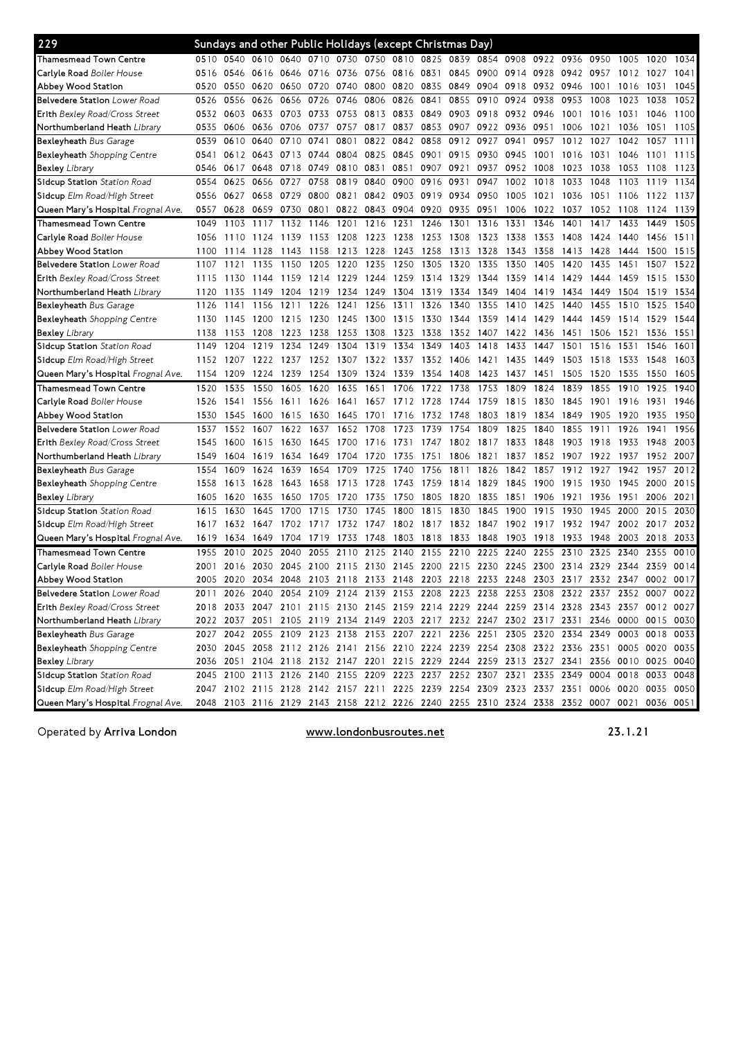## 229 Sundays and other Public Holidays (except Christmas Day)

| Stop | | | | | | | | | | | | | | | | | | |
|---|---|---|---|---|---|---|---|---|---|---|---|---|---|---|---|---|---|---|
| **Thamesmead** Town Centre | 0510 | 0540 | 0610 | 0640 | 0710 | 0730 | 0750 | 0810 | 0825 | 0839 | 0854 | 0908 | 0922 | 0936 | 0950 | 1005 | 1020 | 1034 |
| **Carlyle Road** *Boiler House* | 0516 | 0546 | 0616 | 0646 | 0716 | 0736 | 0756 | 0816 | 0831 | 0845 | 0900 | 0914 | 0928 | 0942 | 0957 | 1012 | 1027 | 1041 |
| **Abbey Wood Station** | 0520 | 0550 | 0620 | 0650 | 0720 | 0740 | 0800 | 0820 | 0835 | 0849 | 0904 | 0918 | 0932 | 0946 | 1001 | 1016 | 1031 | 1045 |
| **Belvedere Station** *Lower Road* | 0526 | 0556 | 0626 | 0656 | 0726 | 0746 | 0806 | 0826 | 0841 | 0855 | 0910 | 0924 | 0938 | 0953 | 1008 | 1023 | 1038 | 1052 |
| **Erith** *Bexley Road/Cross Street* | 0532 | 0603 | 0633 | 0703 | 0733 | 0753 | 0813 | 0833 | 0849 | 0903 | 0918 | 0932 | 0946 | 1001 | 1016 | 1031 | 1046 | 1100 |
| **Northumberland Heath** *Library* | 0535 | 0606 | 0636 | 0706 | 0737 | 0757 | 0817 | 0837 | 0853 | 0907 | 0922 | 0936 | 0951 | 1006 | 1021 | 1036 | 1051 | 1105 |
| **Bexleyheath** *Bus Garage* | 0539 | 0610 | 0640 | 0710 | 0741 | 0801 | 0822 | 0842 | 0858 | 0912 | 0927 | 0941 | 0957 | 1012 | 1027 | 1042 | 1057 | 1111 |
| **Bexleyheath** *Shopping Centre* | 0541 | 0612 | 0643 | 0713 | 0744 | 0804 | 0825 | 0845 | 0901 | 0915 | 0930 | 0945 | 1001 | 1016 | 1031 | 1046 | 1101 | 1115 |
| **Bexley** *Library* | 0546 | 0617 | 0648 | 0718 | 0749 | 0810 | 0831 | 0851 | 0907 | 0921 | 0937 | 0952 | 1008 | 1023 | 1038 | 1053 | 1108 | 1123 |
| **Sidcup Station** *Station Road* | 0554 | 0625 | 0656 | 0727 | 0758 | 0819 | 0840 | 0900 | 0916 | 0931 | 0947 | 1002 | 1018 | 1033 | 1048 | 1103 | 1119 | 1134 |
| **Sidcup** *Elm Road/High Street* | 0556 | 0627 | 0658 | 0729 | 0800 | 0821 | 0842 | 0903 | 0919 | 0934 | 0950 | 1005 | 1021 | 1036 | 1051 | 1106 | 1122 | 1137 |
| **Queen Mary's Hospital** *Frognal Ave.* | 0557 | 0628 | 0659 | 0730 | 0801 | 0822 | 0843 | 0904 | 0920 | 0935 | 0951 | 1006 | 1022 | 1037 | 1052 | 1108 | 1124 | 1139 |
| **Thamesmead** Town Centre | 1049 | 1103 | 1117 | 1132 | 1146 | 1201 | 1216 | 1231 | 1246 | 1301 | 1316 | 1331 | 1346 | 1401 | 1417 | 1433 | 1449 | 1505 |
| **Carlyle Road** *Boiler House* | 1056 | 1110 | 1124 | 1139 | 1153 | 1208 | 1223 | 1238 | 1253 | 1308 | 1323 | 1338 | 1353 | 1408 | 1424 | 1440 | 1456 | 1511 |
| **Abbey Wood Station** | 1100 | 1114 | 1128 | 1143 | 1158 | 1213 | 1228 | 1243 | 1258 | 1313 | 1328 | 1343 | 1358 | 1413 | 1428 | 1444 | 1500 | 1515 |
| **Belvedere Station** *Lower Road* | 1107 | 1121 | 1135 | 1150 | 1205 | 1220 | 1235 | 1250 | 1305 | 1320 | 1335 | 1350 | 1405 | 1420 | 1435 | 1451 | 1507 | 1522 |
| **Erith** *Bexley Road/Cross Street* | 1115 | 1130 | 1144 | 1159 | 1214 | 1229 | 1244 | 1259 | 1314 | 1329 | 1344 | 1359 | 1414 | 1429 | 1444 | 1459 | 1515 | 1530 |
| **Northumberland Heath** *Library* | 1120 | 1135 | 1149 | 1204 | 1219 | 1234 | 1249 | 1304 | 1319 | 1334 | 1349 | 1404 | 1419 | 1434 | 1449 | 1504 | 1519 | 1534 |
| **Bexleyheath** *Bus Garage* | 1126 | 1141 | 1156 | 1211 | 1226 | 1241 | 1256 | 1311 | 1326 | 1340 | 1355 | 1410 | 1425 | 1440 | 1455 | 1510 | 1525 | 1540 |
| **Bexleyheath** *Shopping Centre* | 1130 | 1145 | 1200 | 1215 | 1230 | 1245 | 1300 | 1315 | 1330 | 1344 | 1359 | 1414 | 1429 | 1444 | 1459 | 1514 | 1529 | 1544 |
| **Bexley** *Library* | 1138 | 1153 | 1208 | 1223 | 1238 | 1253 | 1308 | 1323 | 1338 | 1352 | 1407 | 1422 | 1436 | 1451 | 1506 | 1521 | 1536 | 1551 |
| **Sidcup Station** *Station Road* | 1149 | 1204 | 1219 | 1234 | 1249 | 1304 | 1319 | 1334 | 1349 | 1403 | 1418 | 1433 | 1447 | 1501 | 1516 | 1531 | 1546 | 1601 |
| **Sidcup** *Elm Road/High Street* | 1152 | 1207 | 1222 | 1237 | 1252 | 1307 | 1322 | 1337 | 1352 | 1406 | 1421 | 1435 | 1449 | 1503 | 1518 | 1533 | 1548 | 1603 |
| **Queen Mary's Hospital** *Frognal Ave.* | 1154 | 1209 | 1224 | 1239 | 1254 | 1309 | 1324 | 1339 | 1354 | 1408 | 1423 | 1437 | 1451 | 1505 | 1520 | 1535 | 1550 | 1605 |
| **Thamesmead** Town Centre | 1520 | 1535 | 1550 | 1605 | 1620 | 1635 | 1651 | 1706 | 1722 | 1738 | 1753 | 1809 | 1824 | 1839 | 1855 | 1910 | 1925 | 1940 |
| **Carlyle Road** *Boiler House* | 1526 | 1541 | 1556 | 1611 | 1626 | 1641 | 1657 | 1712 | 1728 | 1744 | 1759 | 1815 | 1830 | 1845 | 1901 | 1916 | 1931 | 1946 |
| **Abbey Wood Station** | 1530 | 1545 | 1600 | 1615 | 1630 | 1645 | 1701 | 1716 | 1732 | 1748 | 1803 | 1819 | 1834 | 1849 | 1905 | 1920 | 1935 | 1950 |
| **Belvedere Station** *Lower Road* | 1537 | 1552 | 1607 | 1622 | 1637 | 1652 | 1708 | 1723 | 1739 | 1754 | 1809 | 1825 | 1840 | 1855 | 1911 | 1926 | 1941 | 1956 |
| **Erith** *Bexley Road/Cross Street* | 1545 | 1600 | 1615 | 1630 | 1645 | 1700 | 1716 | 1731 | 1747 | 1802 | 1817 | 1833 | 1848 | 1903 | 1918 | 1933 | 1948 | 2003 |
| **Northumberland Heath** *Library* | 1549 | 1604 | 1619 | 1634 | 1649 | 1704 | 1720 | 1735 | 1751 | 1806 | 1821 | 1837 | 1852 | 1907 | 1922 | 1937 | 1952 | 2007 |
| **Bexleyheath** *Bus Garage* | 1554 | 1609 | 1624 | 1639 | 1654 | 1709 | 1725 | 1740 | 1756 | 1811 | 1826 | 1842 | 1857 | 1912 | 1927 | 1942 | 1957 | 2012 |
| **Bexleyheath** *Shopping Centre* | 1558 | 1613 | 1628 | 1643 | 1658 | 1713 | 1728 | 1743 | 1759 | 1814 | 1829 | 1845 | 1900 | 1915 | 1930 | 1945 | 2000 | 2015 |
| **Bexley** *Library* | 1605 | 1620 | 1635 | 1650 | 1705 | 1720 | 1735 | 1750 | 1805 | 1820 | 1835 | 1851 | 1906 | 1921 | 1936 | 1951 | 2006 | 2021 |
| **Sidcup Station** *Station Road* | 1615 | 1630 | 1645 | 1700 | 1715 | 1730 | 1745 | 1800 | 1815 | 1830 | 1845 | 1900 | 1915 | 1930 | 1945 | 2000 | 2015 | 2030 |
| **Sidcup** *Elm Road/High Street* | 1617 | 1632 | 1647 | 1702 | 1717 | 1732 | 1747 | 1802 | 1817 | 1832 | 1847 | 1902 | 1917 | 1932 | 1947 | 2002 | 2017 | 2032 |
| **Queen Mary's Hospital** *Frognal Ave.* | 1619 | 1634 | 1649 | 1704 | 1719 | 1733 | 1748 | 1803 | 1818 | 1833 | 1848 | 1903 | 1918 | 1933 | 1948 | 2003 | 2018 | 2033 |
| **Thamesmead** Town Centre | 1955 | 2010 | 2025 | 2040 | 2055 | 2110 | 2125 | 2140 | 2155 | 2210 | 2225 | 2240 | 2255 | 2310 | 2325 | 2340 | 2355 | 0010 |
| **Carlyle Road** *Boiler House* | 2001 | 2016 | 2030 | 2045 | 2100 | 2115 | 2130 | 2145 | 2200 | 2215 | 2230 | 2245 | 2300 | 2314 | 2329 | 2344 | 2359 | 0014 |
| **Abbey Wood Station** | 2005 | 2020 | 2034 | 2048 | 2103 | 2118 | 2133 | 2148 | 2203 | 2218 | 2233 | 2248 | 2303 | 2317 | 2332 | 2347 | 0002 | 0017 |
| **Belvedere Station** *Lower Road* | 2011 | 2026 | 2040 | 2054 | 2109 | 2124 | 2139 | 2153 | 2208 | 2223 | 2238 | 2253 | 2308 | 2322 | 2337 | 2352 | 0007 | 0022 |
| **Erith** *Bexley Road/Cross Street* | 2018 | 2033 | 2047 | 2101 | 2115 | 2130 | 2145 | 2159 | 2214 | 2229 | 2244 | 2259 | 2314 | 2328 | 2343 | 2357 | 0012 | 0027 |
| **Northumberland Heath** *Library* | 2022 | 2037 | 2051 | 2105 | 2119 | 2134 | 2149 | 2203 | 2217 | 2232 | 2247 | 2302 | 2317 | 2331 | 2346 | 0000 | 0015 | 0030 |
| **Bexleyheath** *Bus Garage* | 2027 | 2042 | 2055 | 2109 | 2123 | 2138 | 2153 | 2207 | 2221 | 2236 | 2251 | 2305 | 2320 | 2334 | 2349 | 0003 | 0018 | 0033 |
| **Bexleyheath** *Shopping Centre* | 2030 | 2045 | 2058 | 2112 | 2126 | 2141 | 2156 | 2210 | 2224 | 2239 | 2254 | 2308 | 2322 | 2336 | 2351 | 0005 | 0020 | 0035 |
| **Bexley** *Library* | 2036 | 2051 | 2104 | 2118 | 2132 | 2147 | 2201 | 2215 | 2229 | 2244 | 2259 | 2313 | 2327 | 2341 | 2356 | 0010 | 0025 | 0040 |
| **Sidcup Station** *Station Road* | 2045 | 2100 | 2113 | 2126 | 2140 | 2155 | 2209 | 2223 | 2237 | 2252 | 2307 | 2321 | 2335 | 2349 | 0004 | 0018 | 0033 | 0048 |
| **Sidcup** *Elm Road/High Street* | 2047 | 2102 | 2115 | 2128 | 2142 | 2157 | 2211 | 2225 | 2239 | 2254 | 2309 | 2323 | 2337 | 2351 | 0006 | 0020 | 0035 | 0050 |
| **Queen Mary's Hospital** *Frognal Ave.* | 2048 | 2103 | 2116 | 2129 | 2143 | 2158 | 2212 | 2226 | 2240 | 2255 | 2310 | 2324 | 2338 | 2352 | 0007 | 0021 | 0036 | 0051 |

Operated by **Arriva London**

www.londonbusroutes.net

23.1.21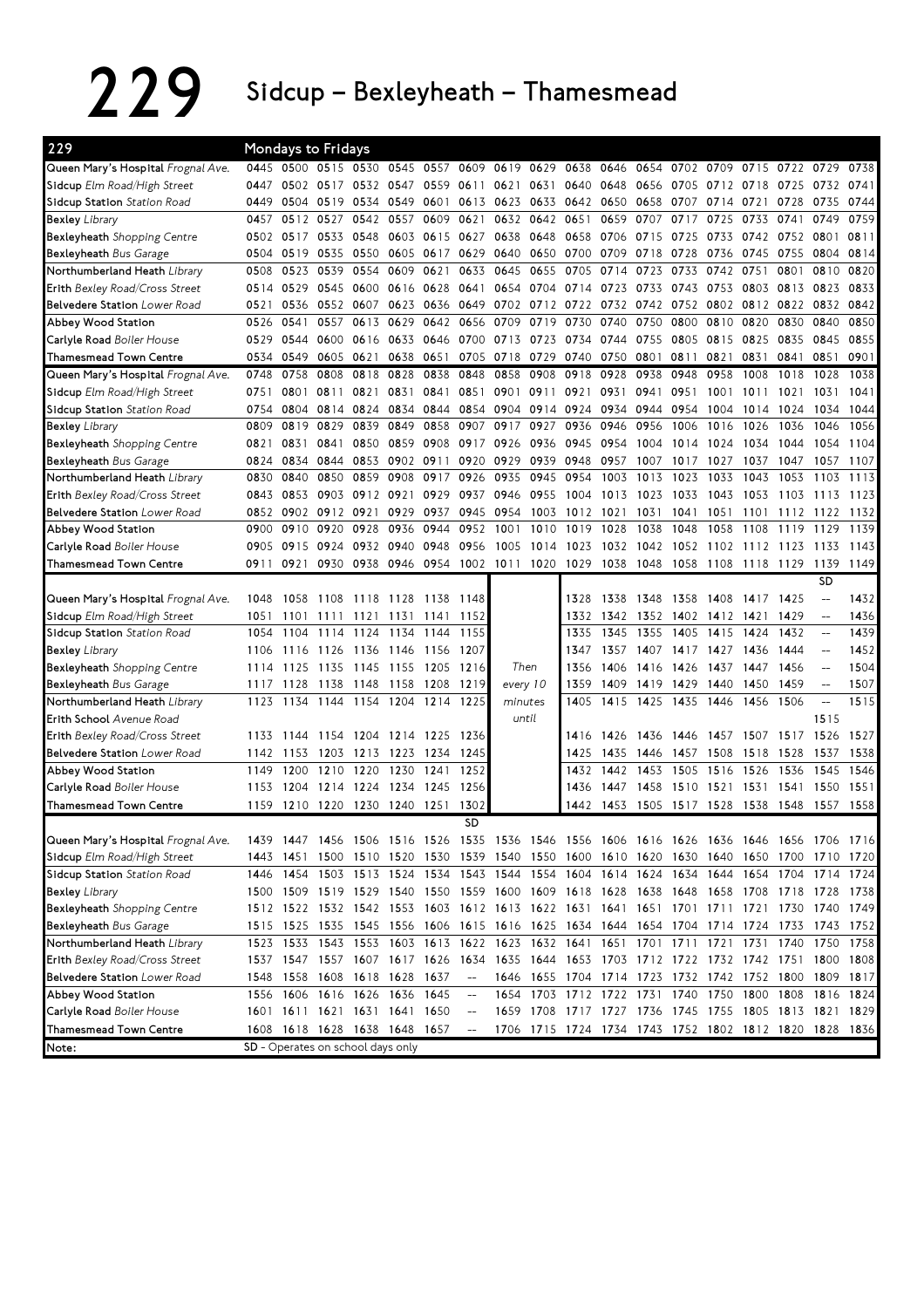# 229 Sidcup – Bexleyheath – Thamesmead

**229 — Mondays to Fridays**

| Stop | | | | | | | | | | | | | | | | | | |
|---|---|---|---|---|---|---|---|---|---|---|---|---|---|---|---|---|---|---|
| **Queen Mary's Hospital** *Frognal Ave.* | 0445 | 0500 | 0515 | 0530 | 0545 | 0557 | 0609 | 0619 | 0629 | 0638 | 0646 | 0654 | 0702 | 0709 | 0715 | 0722 | 0729 | 0738 |
| **Sidcup** *Elm Road/High Street* | 0447 | 0502 | 0517 | 0532 | 0547 | 0559 | 0611 | 0621 | 0631 | 0640 | 0648 | 0656 | 0705 | 0712 | 0718 | 0725 | 0732 | 0741 |
| **Sidcup Station** *Station Road* | 0449 | 0504 | 0519 | 0534 | 0549 | 0601 | 0613 | 0623 | 0633 | 0642 | 0650 | 0658 | 0707 | 0714 | 0721 | 0728 | 0735 | 0744 |
| **Bexley** *Library* | 0457 | 0512 | 0527 | 0542 | 0557 | 0609 | 0621 | 0632 | 0642 | 0651 | 0659 | 0707 | 0717 | 0725 | 0733 | 0741 | 0749 | 0759 |
| **Bexleyheath** *Shopping Centre* | 0502 | 0517 | 0533 | 0548 | 0603 | 0615 | 0627 | 0638 | 0648 | 0658 | 0706 | 0715 | 0725 | 0733 | 0742 | 0752 | 0801 | 0811 |
| **Bexleyheath** *Bus Garage* | 0504 | 0519 | 0535 | 0550 | 0605 | 0617 | 0629 | 0640 | 0650 | 0700 | 0709 | 0718 | 0728 | 0736 | 0745 | 0755 | 0804 | 0814 |
| **Northumberland Heath** *Library* | 0508 | 0523 | 0539 | 0554 | 0609 | 0621 | 0633 | 0645 | 0655 | 0705 | 0714 | 0723 | 0733 | 0742 | 0751 | 0801 | 0810 | 0820 |
| **Erith** *Bexley Road/Cross Street* | 0514 | 0529 | 0545 | 0600 | 0616 | 0628 | 0641 | 0654 | 0704 | 0714 | 0723 | 0733 | 0743 | 0753 | 0803 | 0813 | 0823 | 0833 |
| **Belvedere Station** *Lower Road* | 0521 | 0536 | 0552 | 0607 | 0623 | 0636 | 0649 | 0702 | 0712 | 0722 | 0732 | 0742 | 0752 | 0802 | 0812 | 0822 | 0832 | 0842 |
| **Abbey Wood Station** | 0526 | 0541 | 0557 | 0613 | 0629 | 0642 | 0656 | 0709 | 0719 | 0730 | 0740 | 0750 | 0800 | 0810 | 0820 | 0830 | 0840 | 0850 |
| **Carlyle Road** *Boiler House* | 0529 | 0544 | 0600 | 0616 | 0633 | 0646 | 0700 | 0713 | 0723 | 0734 | 0744 | 0755 | 0805 | 0815 | 0825 | 0835 | 0845 | 0855 |
| **Thamesmead Town Centre** | 0534 | 0549 | 0605 | 0621 | 0638 | 0651 | 0705 | 0718 | 0729 | 0740 | 0750 | 0801 | 0811 | 0821 | 0831 | 0841 | 0851 | 0901 |

| Stop | | | | | | | | | | | | | | | | | | |
|---|---|---|---|---|---|---|---|---|---|---|---|---|---|---|---|---|---|---|
| **Queen Mary's Hospital** *Frognal Ave.* | 0748 | 0758 | 0808 | 0818 | 0828 | 0838 | 0848 | 0858 | 0908 | 0918 | 0928 | 0938 | 0948 | 0958 | 1008 | 1018 | 1028 | 1038 |
| **Sidcup** *Elm Road/High Street* | 0751 | 0801 | 0811 | 0821 | 0831 | 0841 | 0851 | 0901 | 0911 | 0921 | 0931 | 0941 | 0951 | 1001 | 1011 | 1021 | 1031 | 1041 |
| **Sidcup Station** *Station Road* | 0754 | 0804 | 0814 | 0824 | 0834 | 0844 | 0854 | 0904 | 0914 | 0924 | 0934 | 0944 | 0954 | 1004 | 1014 | 1024 | 1034 | 1044 |
| **Bexley** *Library* | 0809 | 0819 | 0829 | 0839 | 0849 | 0858 | 0907 | 0917 | 0927 | 0936 | 0946 | 0956 | 1006 | 1016 | 1026 | 1036 | 1046 | 1056 |
| **Bexleyheath** *Shopping Centre* | 0821 | 0831 | 0841 | 0850 | 0859 | 0908 | 0917 | 0926 | 0936 | 0945 | 0954 | 1004 | 1014 | 1024 | 1034 | 1044 | 1054 | 1104 |
| **Bexleyheath** *Bus Garage* | 0824 | 0834 | 0844 | 0853 | 0902 | 0911 | 0920 | 0929 | 0939 | 0948 | 0957 | 1007 | 1017 | 1027 | 1037 | 1047 | 1057 | 1107 |
| **Northumberland Heath** *Library* | 0830 | 0840 | 0850 | 0859 | 0908 | 0917 | 0926 | 0935 | 0945 | 0954 | 1003 | 1013 | 1023 | 1033 | 1043 | 1053 | 1103 | 1113 |
| **Erith** *Bexley Road/Cross Street* | 0843 | 0853 | 0903 | 0912 | 0921 | 0929 | 0937 | 0946 | 0955 | 1004 | 1013 | 1023 | 1033 | 1043 | 1053 | 1103 | 1113 | 1123 |
| **Belvedere Station** *Lower Road* | 0852 | 0902 | 0912 | 0921 | 0929 | 0937 | 0945 | 0954 | 1003 | 1012 | 1021 | 1031 | 1041 | 1051 | 1101 | 1112 | 1122 | 1132 |
| **Abbey Wood Station** | 0900 | 0910 | 0920 | 0928 | 0936 | 0944 | 0952 | 1001 | 1010 | 1019 | 1028 | 1038 | 1048 | 1058 | 1108 | 1119 | 1129 | 1139 |
| **Carlyle Road** *Boiler House* | 0905 | 0915 | 0924 | 0932 | 0940 | 0948 | 0956 | 1005 | 1014 | 1023 | 1032 | 1042 | 1052 | 1102 | 1112 | 1123 | 1133 | 1143 |
| **Thamesmead Town Centre** | 0911 | 0921 | 0930 | 0938 | 0946 | 0954 | 1002 | 1011 | 1020 | 1029 | 1038 | 1048 | 1058 | 1108 | 1118 | 1129 | 1139 | 1149 |

| Stop | | | | | | | | | | | | | | | | | |
|---|---|---|---|---|---|---|---|---|---|---|---|---|---|---|---|---|---|
| | | | | | | | | | | | | | | | | SD | |
| **Queen Mary's Hospital** *Frognal Ave.* | 1048 | 1058 | 1108 | 1118 | 1128 | 1138 | 1148 | | 1328 | 1338 | 1348 | 1358 | 1408 | 1417 | 1425 | -- | 1432 |
| **Sidcup** *Elm Road/High Street* | 1051 | 1101 | 1111 | 1121 | 1131 | 1141 | 1152 | | 1332 | 1342 | 1352 | 1402 | 1412 | 1421 | 1429 | -- | 1436 |
| **Sidcup Station** *Station Road* | 1054 | 1104 | 1114 | 1124 | 1134 | 1144 | 1155 | | 1335 | 1345 | 1355 | 1405 | 1415 | 1424 | 1432 | -- | 1439 |
| **Bexley** *Library* | 1106 | 1116 | 1126 | 1136 | 1146 | 1156 | 1207 | | 1347 | 1357 | 1407 | 1417 | 1427 | 1436 | 1444 | -- | 1452 |
| **Bexleyheath** *Shopping Centre* | 1114 | 1125 | 1135 | 1145 | 1155 | 1205 | 1216 | Then | 1356 | 1406 | 1416 | 1426 | 1437 | 1447 | 1456 | -- | 1504 |
| **Bexleyheath** *Bus Garage* | 1117 | 1128 | 1138 | 1148 | 1158 | 1208 | 1219 | every 10 | 1359 | 1409 | 1419 | 1429 | 1440 | 1450 | 1459 | -- | 1507 |
| **Northumberland Heath** *Library* | 1123 | 1134 | 1144 | 1154 | 1204 | 1214 | 1225 | minutes | 1405 | 1415 | 1425 | 1435 | 1446 | 1456 | 1506 | -- | 1515 |
| **Erith School** *Avenue Road* | | | | | | | | until | | | | | | | | 1515 | |
| **Erith** *Bexley Road/Cross Street* | 1133 | 1144 | 1154 | 1204 | 1214 | 1225 | 1236 | | 1416 | 1426 | 1436 | 1446 | 1457 | 1507 | 1517 | 1526 | 1527 |
| **Belvedere Station** *Lower Road* | 1142 | 1153 | 1203 | 1213 | 1223 | 1234 | 1245 | | 1425 | 1435 | 1446 | 1457 | 1508 | 1518 | 1528 | 1537 | 1538 |
| **Abbey Wood Station** | 1149 | 1200 | 1210 | 1220 | 1230 | 1241 | 1252 | | 1432 | 1442 | 1453 | 1505 | 1516 | 1526 | 1536 | 1545 | 1546 |
| **Carlyle Road** *Boiler House* | 1153 | 1204 | 1214 | 1224 | 1234 | 1245 | 1256 | | 1436 | 1447 | 1458 | 1510 | 1521 | 1531 | 1541 | 1550 | 1551 |
| **Thamesmead Town Centre** | 1159 | 1210 | 1220 | 1230 | 1240 | 1251 | 1302 | | 1442 | 1453 | 1505 | 1517 | 1528 | 1538 | 1548 | 1557 | 1558 |

| Stop | | | | | | | | | | | | | | | | | | |
|---|---|---|---|---|---|---|---|---|---|---|---|---|---|---|---|---|---|---|
| | | | | | | | SD | | | | | | | | | | | |
| **Queen Mary's Hospital** *Frognal Ave.* | 1439 | 1447 | 1456 | 1506 | 1516 | 1526 | 1535 | 1536 | 1546 | 1556 | 1606 | 1616 | 1626 | 1636 | 1646 | 1656 | 1706 | 1716 |
| **Sidcup** *Elm Road/High Street* | 1443 | 1451 | 1500 | 1510 | 1520 | 1530 | 1539 | 1540 | 1550 | 1600 | 1610 | 1620 | 1630 | 1640 | 1650 | 1700 | 1710 | 1720 |
| **Sidcup Station** *Station Road* | 1446 | 1454 | 1503 | 1513 | 1524 | 1534 | 1543 | 1544 | 1554 | 1604 | 1614 | 1624 | 1634 | 1644 | 1654 | 1704 | 1714 | 1724 |
| **Bexley** *Library* | 1500 | 1509 | 1519 | 1529 | 1540 | 1550 | 1559 | 1600 | 1609 | 1618 | 1628 | 1638 | 1648 | 1658 | 1708 | 1718 | 1728 | 1738 |
| **Bexleyheath** *Shopping Centre* | 1512 | 1522 | 1532 | 1542 | 1553 | 1603 | 1612 | 1613 | 1622 | 1631 | 1641 | 1651 | 1701 | 1711 | 1721 | 1730 | 1740 | 1749 |
| **Bexleyheath** *Bus Garage* | 1515 | 1525 | 1535 | 1545 | 1556 | 1606 | 1615 | 1616 | 1625 | 1634 | 1644 | 1654 | 1704 | 1714 | 1724 | 1733 | 1743 | 1752 |
| **Northumberland Heath** *Library* | 1523 | 1533 | 1543 | 1553 | 1603 | 1613 | 1622 | 1623 | 1632 | 1641 | 1651 | 1701 | 1711 | 1721 | 1731 | 1740 | 1750 | 1758 |
| **Erith** *Bexley Road/Cross Street* | 1537 | 1547 | 1557 | 1607 | 1617 | 1626 | 1634 | 1635 | 1644 | 1653 | 1703 | 1712 | 1722 | 1732 | 1742 | 1751 | 1800 | 1808 |
| **Belvedere Station** *Lower Road* | 1548 | 1558 | 1608 | 1618 | 1628 | 1637 | -- | 1646 | 1655 | 1704 | 1714 | 1723 | 1732 | 1742 | 1752 | 1800 | 1809 | 1817 |
| **Abbey Wood Station** | 1556 | 1606 | 1616 | 1626 | 1636 | 1645 | -- | 1654 | 1703 | 1712 | 1722 | 1731 | 1740 | 1750 | 1800 | 1808 | 1816 | 1824 |
| **Carlyle Road** *Boiler House* | 1601 | 1611 | 1621 | 1631 | 1641 | 1650 | -- | 1659 | 1708 | 1717 | 1727 | 1736 | 1745 | 1755 | 1805 | 1813 | 1821 | 1829 |
| **Thamesmead Town Centre** | 1608 | 1618 | 1628 | 1638 | 1648 | 1657 | -- | 1706 | 1715 | 1724 | 1734 | 1743 | 1752 | 1802 | 1812 | 1820 | 1828 | 1836 |

Note: SD - Operates on school days only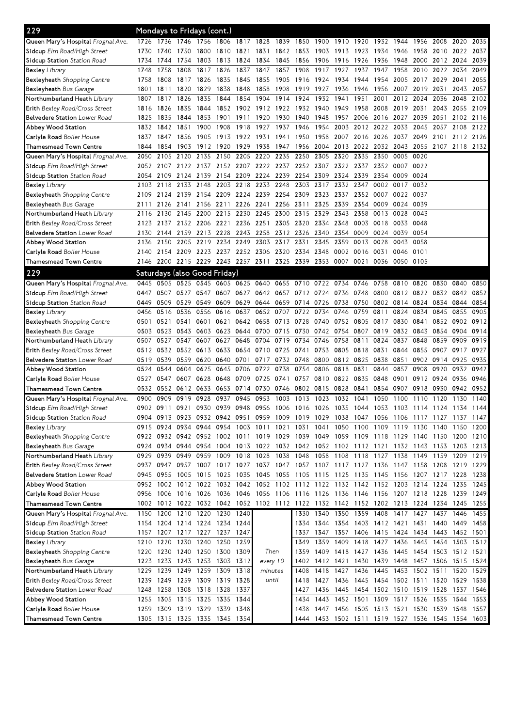## 229 Mondays to Fridays (cont.)

| Stop | | | | | | | | | | | | | | | | | | |
|---|---|---|---|---|---|---|---|---|---|---|---|---|---|---|---|---|---|---|
| Queen Mary's Hospital *Frognal Ave.* | 1726 | 1736 | 1746 | 1756 | 1806 | 1817 | 1828 | 1839 | 1850 | 1900 | 1910 | 1920 | 1932 | 1944 | 1956 | 2008 | 2020 | 2035 |
| Sidcup *Elm Road/High Street* | 1730 | 1740 | 1750 | 1800 | 1810 | 1821 | 1831 | 1842 | 1853 | 1903 | 1913 | 1923 | 1934 | 1946 | 1958 | 2010 | 2022 | 2037 |
| Sidcup Station *Station Road* | 1734 | 1744 | 1754 | 1803 | 1813 | 1824 | 1834 | 1845 | 1856 | 1906 | 1916 | 1926 | 1936 | 1948 | 2000 | 2012 | 2024 | 2039 |
| Bexley *Library* | 1748 | 1758 | 1808 | 1817 | 1826 | 1837 | 1847 | 1857 | 1908 | 1917 | 1927 | 1937 | 1947 | 1958 | 2010 | 2022 | 2034 | 2049 |
| Bexleyheath *Shopping Centre* | 1758 | 1808 | 1817 | 1826 | 1835 | 1845 | 1855 | 1905 | 1916 | 1924 | 1934 | 1944 | 1954 | 2005 | 2017 | 2029 | 2041 | 2055 |
| Bexleyheath *Bus Garage* | 1801 | 1811 | 1820 | 1829 | 1838 | 1848 | 1858 | 1908 | 1919 | 1927 | 1936 | 1946 | 1956 | 2007 | 2019 | 2031 | 2043 | 2057 |
| Northumberland Heath *Library* | 1807 | 1817 | 1826 | 1835 | 1844 | 1854 | 1904 | 1914 | 1924 | 1932 | 1941 | 1951 | 2001 | 2012 | 2024 | 2036 | 2048 | 2102 |
| Erith *Bexley Road/Cross Street* | 1816 | 1826 | 1835 | 1844 | 1852 | 1902 | 1912 | 1922 | 1932 | 1940 | 1949 | 1958 | 2008 | 2019 | 2031 | 2043 | 2055 | 2109 |
| Belvedere Station *Lower Road* | 1825 | 1835 | 1844 | 1853 | 1901 | 1911 | 1920 | 1930 | 1940 | 1948 | 1957 | 2006 | 2016 | 2027 | 2039 | 2051 | 2102 | 2116 |
| Abbey Wood Station | 1832 | 1842 | 1851 | 1900 | 1908 | 1918 | 1927 | 1937 | 1946 | 1954 | 2003 | 2012 | 2022 | 2033 | 2045 | 2057 | 2108 | 2122 |
| Carlyle Road *Boiler House* | 1837 | 1847 | 1856 | 1905 | 1913 | 1922 | 1931 | 1941 | 1950 | 1958 | 2007 | 2016 | 2026 | 2037 | 2049 | 2101 | 2112 | 2126 |
| Thamesmead Town Centre | 1844 | 1854 | 1903 | 1912 | 1920 | 1929 | 1938 | 1947 | 1956 | 2004 | 2013 | 2022 | 2032 | 2043 | 2055 | 2107 | 2118 | 2132 |

| Stop | | | | | | | | | | | | | | | |
|---|---|---|---|---|---|---|---|---|---|---|---|---|---|---|---|
| Queen Mary's Hospital *Frognal Ave.* | 2050 | 2105 | 2120 | 2135 | 2150 | 2205 | 2220 | 2235 | 2250 | 2305 | 2320 | 2335 | 2350 | 0005 | 0020 |
| Sidcup *Elm Road/High Street* | 2052 | 2107 | 2122 | 2137 | 2152 | 2207 | 2222 | 2237 | 2252 | 2307 | 2322 | 2337 | 2352 | 0007 | 0022 |
| Sidcup Station *Station Road* | 2054 | 2109 | 2124 | 2139 | 2154 | 2209 | 2224 | 2239 | 2254 | 2309 | 2324 | 2339 | 2354 | 0009 | 0024 |
| Bexley *Library* | 2103 | 2118 | 2133 | 2148 | 2203 | 2218 | 2233 | 2248 | 2303 | 2317 | 2332 | 2347 | 0002 | 0017 | 0032 |
| Bexleyheath *Shopping Centre* | 2109 | 2124 | 2139 | 2154 | 2209 | 2224 | 2239 | 2254 | 2309 | 2323 | 2337 | 2352 | 0007 | 0022 | 0037 |
| Bexleyheath *Bus Garage* | 2111 | 2126 | 2141 | 2156 | 2211 | 2226 | 2241 | 2256 | 2311 | 2325 | 2339 | 2354 | 0009 | 0024 | 0039 |
| Northumberland Heath *Library* | 2116 | 2130 | 2145 | 2200 | 2215 | 2230 | 2245 | 2300 | 2315 | 2329 | 2343 | 2358 | 0013 | 0028 | 0043 |
| Erith *Bexley Road/Cross Street* | 2123 | 2137 | 2152 | 2206 | 2221 | 2236 | 2251 | 2305 | 2320 | 2334 | 2348 | 0003 | 0018 | 0033 | 0048 |
| Belvedere Station *Lower Road* | 2130 | 2144 | 2159 | 2213 | 2228 | 2243 | 2258 | 2312 | 2326 | 2340 | 2354 | 0009 | 0024 | 0039 | 0054 |
| Abbey Wood Station | 2136 | 2150 | 2205 | 2219 | 2234 | 2249 | 2303 | 2317 | 2331 | 2345 | 2359 | 0013 | 0028 | 0043 | 0058 |
| Carlyle Road *Boiler House* | 2140 | 2154 | 2209 | 2223 | 2237 | 2252 | 2306 | 2320 | 2334 | 2348 | 0002 | 0016 | 0031 | 0046 | 0101 |
| Thamesmead Town Centre | 2146 | 2200 | 2215 | 2229 | 2243 | 2257 | 2311 | 2325 | 2339 | 2353 | 0007 | 0021 | 0036 | 0050 | 0105 |

## 229 Saturdays (also Good Friday)

| Stop | | | | | | | | | | | | | | | | | | |
|---|---|---|---|---|---|---|---|---|---|---|---|---|---|---|---|---|---|---|
| Queen Mary's Hospital *Frognal Ave.* | 0445 | 0505 | 0525 | 0545 | 0605 | 0625 | 0640 | 0655 | 0710 | 0722 | 0734 | 0746 | 0758 | 0810 | 0820 | 0830 | 0840 | 0850 |
| Sidcup *Elm Road/High Street* | 0447 | 0507 | 0527 | 0547 | 0607 | 0627 | 0642 | 0657 | 0712 | 0724 | 0736 | 0748 | 0800 | 0812 | 0822 | 0832 | 0842 | 0852 |
| Sidcup Station *Station Road* | 0449 | 0509 | 0529 | 0549 | 0609 | 0629 | 0644 | 0659 | 0714 | 0726 | 0738 | 0750 | 0802 | 0814 | 0824 | 0834 | 0844 | 0854 |
| Bexley *Library* | 0456 | 0516 | 0536 | 0556 | 0616 | 0637 | 0652 | 0707 | 0722 | 0734 | 0746 | 0759 | 0811 | 0824 | 0834 | 0845 | 0855 | 0905 |
| Bexleyheath *Shopping Centre* | 0501 | 0521 | 0541 | 0601 | 0621 | 0642 | 0658 | 0713 | 0728 | 0740 | 0752 | 0805 | 0817 | 0830 | 0841 | 0852 | 0902 | 0912 |
| Bexleyheath *Bus Garage* | 0503 | 0523 | 0543 | 0603 | 0623 | 0644 | 0700 | 0715 | 0730 | 0742 | 0754 | 0807 | 0819 | 0832 | 0843 | 0854 | 0904 | 0914 |
| Northumberland Heath *Library* | 0507 | 0527 | 0547 | 0607 | 0627 | 0648 | 0704 | 0719 | 0734 | 0746 | 0758 | 0811 | 0824 | 0837 | 0848 | 0859 | 0909 | 0919 |
| Erith *Bexley Road/Cross Street* | 0512 | 0532 | 0552 | 0613 | 0633 | 0654 | 0710 | 0725 | 0741 | 0753 | 0805 | 0818 | 0831 | 0844 | 0855 | 0907 | 0917 | 0927 |
| Belvedere Station *Lower Road* | 0519 | 0539 | 0559 | 0620 | 0640 | 0701 | 0717 | 0732 | 0748 | 0800 | 0812 | 0825 | 0838 | 0851 | 0902 | 0914 | 0925 | 0935 |
| Abbey Wood Station | 0524 | 0544 | 0604 | 0625 | 0645 | 0706 | 0722 | 0738 | 0754 | 0806 | 0818 | 0831 | 0844 | 0857 | 0908 | 0920 | 0932 | 0942 |
| Carlyle Road *Boiler House* | 0527 | 0547 | 0607 | 0628 | 0648 | 0709 | 0725 | 0741 | 0757 | 0810 | 0822 | 0835 | 0848 | 0901 | 0912 | 0924 | 0936 | 0946 |
| Thamesmead Town Centre | 0532 | 0552 | 0612 | 0633 | 0653 | 0714 | 0730 | 0746 | 0802 | 0815 | 0828 | 0841 | 0854 | 0907 | 0918 | 0930 | 0942 | 0952 |

| Stop | | | | | | | | | | | | | | | | | | |
|---|---|---|---|---|---|---|---|---|---|---|---|---|---|---|---|---|---|---|
| Queen Mary's Hospital *Frognal Ave.* | 0900 | 0909 | 0919 | 0928 | 0937 | 0945 | 0953 | 1003 | 1013 | 1023 | 1032 | 1041 | 1050 | 1100 | 1110 | 1120 | 1130 | 1140 |
| Sidcup *Elm Road/High Street* | 0902 | 0911 | 0921 | 0930 | 0939 | 0948 | 0956 | 1006 | 1016 | 1026 | 1035 | 1044 | 1053 | 1103 | 1114 | 1124 | 1134 | 1144 |
| Sidcup Station *Station Road* | 0904 | 0913 | 0923 | 0932 | 0942 | 0951 | 0959 | 1009 | 1019 | 1029 | 1038 | 1047 | 1056 | 1106 | 1117 | 1127 | 1137 | 1147 |
| Bexley *Library* | 0915 | 0924 | 0934 | 0944 | 0954 | 1003 | 1011 | 1021 | 1031 | 1041 | 1050 | 1100 | 1109 | 1119 | 1130 | 1140 | 1150 | 1200 |
| Bexleyheath *Shopping Centre* | 0922 | 0932 | 0942 | 0952 | 1002 | 1011 | 1019 | 1029 | 1039 | 1049 | 1059 | 1109 | 1118 | 1129 | 1140 | 1150 | 1200 | 1210 |
| Bexleyheath *Bus Garage* | 0924 | 0934 | 0944 | 0954 | 1004 | 1013 | 1022 | 1032 | 1042 | 1052 | 1102 | 1112 | 1121 | 1132 | 1143 | 1153 | 1203 | 1213 |
| Northumberland Heath *Library* | 0929 | 0939 | 0949 | 0959 | 1009 | 1018 | 1028 | 1038 | 1048 | 1058 | 1108 | 1118 | 1127 | 1138 | 1149 | 1159 | 1209 | 1219 |
| Erith *Bexley Road/Cross Street* | 0937 | 0947 | 0957 | 1007 | 1017 | 1027 | 1037 | 1047 | 1057 | 1107 | 1117 | 1127 | 1136 | 1147 | 1158 | 1208 | 1219 | 1229 |
| Belvedere Station *Lower Road* | 0945 | 0955 | 1005 | 1015 | 1025 | 1035 | 1045 | 1055 | 1105 | 1115 | 1125 | 1135 | 1145 | 1156 | 1207 | 1217 | 1228 | 1238 |
| Abbey Wood Station | 0952 | 1002 | 1012 | 1022 | 1032 | 1042 | 1052 | 1102 | 1112 | 1122 | 1132 | 1142 | 1152 | 1203 | 1214 | 1224 | 1235 | 1245 |
| Carlyle Road *Boiler House* | 0956 | 1006 | 1016 | 1026 | 1036 | 1046 | 1056 | 1106 | 1116 | 1126 | 1136 | 1146 | 1156 | 1207 | 1218 | 1228 | 1239 | 1249 |
| Thamesmead Town Centre | 1002 | 1012 | 1022 | 1032 | 1042 | 1052 | 1102 | 1112 | 1122 | 1132 | 1142 | 1152 | 1202 | 1213 | 1224 | 1234 | 1245 | 1255 |

| Stop | | | | | | | | | | | | | | | | | |
|---|---|---|---|---|---|---|---|---|---|---|---|---|---|---|---|---|---|
| Queen Mary's Hospital *Frognal Ave.* | 1150 | 1200 | 1210 | 1220 | 1230 | 1240 | | 1330 | 1340 | 1350 | 1359 | 1408 | 1417 | 1427 | 1437 | 1446 | 1455 |
| Sidcup *Elm Road/High Street* | 1154 | 1204 | 1214 | 1224 | 1234 | 1244 | | 1334 | 1344 | 1354 | 1403 | 1412 | 1421 | 1431 | 1440 | 1449 | 1458 |
| Sidcup Station *Station Road* | 1157 | 1207 | 1217 | 1227 | 1237 | 1247 | | 1337 | 1347 | 1357 | 1406 | 1415 | 1424 | 1434 | 1443 | 1452 | 1501 |
| Bexley *Library* | 1210 | 1220 | 1230 | 1240 | 1250 | 1259 | | 1349 | 1359 | 1409 | 1418 | 1427 | 1436 | 1445 | 1454 | 1503 | 1512 |
| Bexleyheath *Shopping Centre* | 1220 | 1230 | 1240 | 1250 | 1300 | 1309 | Then | 1359 | 1409 | 1418 | 1427 | 1436 | 1445 | 1454 | 1503 | 1512 | 1521 |
| Bexleyheath *Bus Garage* | 1223 | 1233 | 1243 | 1253 | 1303 | 1312 | every 10 | 1402 | 1412 | 1421 | 1430 | 1439 | 1448 | 1457 | 1506 | 1515 | 1524 |
| Northumberland Heath *Library* | 1229 | 1239 | 1249 | 1259 | 1309 | 1318 | minutes | 1408 | 1418 | 1427 | 1436 | 1445 | 1453 | 1502 | 1511 | 1520 | 1529 |
| Erith *Bexley Road/Cross Street* | 1239 | 1249 | 1259 | 1309 | 1319 | 1328 | until | 1418 | 1427 | 1436 | 1445 | 1454 | 1502 | 1511 | 1520 | 1529 | 1538 |
| Belvedere Station *Lower Road* | 1248 | 1258 | 1308 | 1318 | 1328 | 1337 | | 1427 | 1436 | 1445 | 1454 | 1502 | 1510 | 1519 | 1528 | 1537 | 1546 |
| Abbey Wood Station | 1255 | 1305 | 1315 | 1325 | 1335 | 1344 | | 1434 | 1443 | 1452 | 1501 | 1509 | 1517 | 1526 | 1535 | 1544 | 1553 |
| Carlyle Road *Boiler House* | 1259 | 1309 | 1319 | 1329 | 1339 | 1348 | | 1438 | 1447 | 1456 | 1505 | 1513 | 1521 | 1530 | 1539 | 1548 | 1557 |
| Thamesmead Town Centre | 1305 | 1315 | 1325 | 1335 | 1345 | 1354 | | 1444 | 1453 | 1502 | 1511 | 1519 | 1527 | 1536 | 1545 | 1554 | 1603 |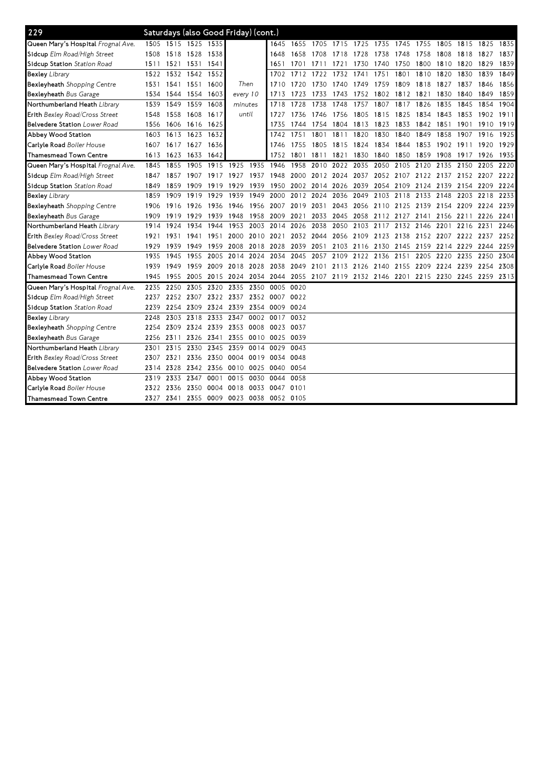## 229 Saturdays (also Good Friday) (cont.)

| Stop | | | | | | | | | | | | | | | | | | |
|---|---|---|---|---|---|---|---|---|---|---|---|---|---|---|---|---|---|---|
| Queen Mary's Hospital *Frognal Ave.* | 1505 | 1515 | 1525 | 1535 | | | 1645 | 1655 | 1705 | 1715 | 1725 | 1735 | 1745 | 1755 | 1805 | 1815 | 1825 | 1835 |
| Sidcup *Elm Road/High Street* | 1508 | 1518 | 1528 | 1538 | | | 1648 | 1658 | 1708 | 1718 | 1728 | 1738 | 1748 | 1758 | 1808 | 1818 | 1827 | 1837 |
| Sidcup Station *Station Road* | 1511 | 1521 | 1531 | 1541 | | | 1651 | 1701 | 1711 | 1721 | 1730 | 1740 | 1750 | 1800 | 1810 | 1820 | 1829 | 1839 |
| Bexley *Library* | 1522 | 1532 | 1542 | 1552 | | | 1702 | 1712 | 1722 | 1732 | 1741 | 1751 | 1801 | 1810 | 1820 | 1830 | 1839 | 1849 |
| Bexleyheath *Shopping Centre* | 1531 | 1541 | 1551 | 1600 | Then | | 1710 | 1720 | 1730 | 1740 | 1749 | 1759 | 1809 | 1818 | 1827 | 1837 | 1846 | 1856 |
| Bexleyheath *Bus Garage* | 1534 | 1544 | 1554 | 1603 | every 10 | | 1713 | 1723 | 1733 | 1743 | 1752 | 1802 | 1812 | 1821 | 1830 | 1840 | 1849 | 1859 |
| Northumberland Heath *Library* | 1539 | 1549 | 1559 | 1608 | minutes | | 1718 | 1728 | 1738 | 1748 | 1757 | 1807 | 1817 | 1826 | 1835 | 1845 | 1854 | 1904 |
| Erith *Bexley Road/Cross Street* | 1548 | 1558 | 1608 | 1617 | until | | 1727 | 1736 | 1746 | 1756 | 1805 | 1815 | 1825 | 1834 | 1843 | 1853 | 1902 | 1911 |
| Belvedere Station *Lower Road* | 1556 | 1606 | 1616 | 1625 | | | 1735 | 1744 | 1754 | 1804 | 1813 | 1823 | 1833 | 1842 | 1851 | 1901 | 1910 | 1919 |
| Abbey Wood Station | 1603 | 1613 | 1623 | 1632 | | | 1742 | 1751 | 1801 | 1811 | 1820 | 1830 | 1840 | 1849 | 1858 | 1907 | 1916 | 1925 |
| Carlyle Road *Boiler House* | 1607 | 1617 | 1627 | 1636 | | | 1746 | 1755 | 1805 | 1815 | 1824 | 1834 | 1844 | 1853 | 1902 | 1911 | 1920 | 1929 |
| Thamesmead Town Centre | 1613 | 1623 | 1633 | 1642 | | | 1752 | 1801 | 1811 | 1821 | 1830 | 1840 | 1850 | 1859 | 1908 | 1917 | 1926 | 1935 |
| Queen Mary's Hospital *Frognal Ave.* | 1845 | 1855 | 1905 | 1915 | 1925 | 1935 | 1946 | 1958 | 2010 | 2022 | 2035 | 2050 | 2105 | 2120 | 2135 | 2150 | 2205 | 2220 |
| Sidcup *Elm Road/High Street* | 1847 | 1857 | 1907 | 1917 | 1927 | 1937 | 1948 | 2000 | 2012 | 2024 | 2037 | 2052 | 2107 | 2122 | 2137 | 2152 | 2207 | 2222 |
| Sidcup Station *Station Road* | 1849 | 1859 | 1909 | 1919 | 1929 | 1939 | 1950 | 2002 | 2014 | 2026 | 2039 | 2054 | 2109 | 2124 | 2139 | 2154 | 2209 | 2224 |
| Bexley *Library* | 1859 | 1909 | 1919 | 1929 | 1939 | 1949 | 2000 | 2012 | 2024 | 2036 | 2049 | 2103 | 2118 | 2133 | 2148 | 2203 | 2218 | 2233 |
| Bexleyheath *Shopping Centre* | 1906 | 1916 | 1926 | 1936 | 1946 | 1956 | 2007 | 2019 | 2031 | 2043 | 2056 | 2110 | 2125 | 2139 | 2154 | 2209 | 2224 | 2239 |
| Bexleyheath *Bus Garage* | 1909 | 1919 | 1929 | 1939 | 1948 | 1958 | 2009 | 2021 | 2033 | 2045 | 2058 | 2112 | 2127 | 2141 | 2156 | 2211 | 2226 | 2241 |
| Northumberland Heath *Library* | 1914 | 1924 | 1934 | 1944 | 1953 | 2003 | 2014 | 2026 | 2038 | 2050 | 2103 | 2117 | 2132 | 2146 | 2201 | 2216 | 2231 | 2246 |
| Erith *Bexley Road/Cross Street* | 1921 | 1931 | 1941 | 1951 | 2000 | 2010 | 2021 | 2032 | 2044 | 2056 | 2109 | 2123 | 2138 | 2152 | 2207 | 2222 | 2237 | 2252 |
| Belvedere Station *Lower Road* | 1929 | 1939 | 1949 | 1959 | 2008 | 2018 | 2028 | 2039 | 2051 | 2103 | 2116 | 2130 | 2145 | 2159 | 2214 | 2229 | 2244 | 2259 |
| Abbey Wood Station | 1935 | 1945 | 1955 | 2005 | 2014 | 2024 | 2034 | 2045 | 2057 | 2109 | 2122 | 2136 | 2151 | 2205 | 2220 | 2235 | 2250 | 2304 |
| Carlyle Road *Boiler House* | 1939 | 1949 | 1959 | 2009 | 2018 | 2028 | 2038 | 2049 | 2101 | 2113 | 2126 | 2140 | 2155 | 2209 | 2224 | 2239 | 2254 | 2308 |
| Thamesmead Town Centre | 1945 | 1955 | 2005 | 2015 | 2024 | 2034 | 2044 | 2055 | 2107 | 2119 | 2132 | 2146 | 2201 | 2215 | 2230 | 2245 | 2259 | 2313 |
| Queen Mary's Hospital *Frognal Ave.* | 2235 | 2250 | 2305 | 2320 | 2335 | 2350 | 0005 | 0020 | | | | | | | | | | |
| Sidcup *Elm Road/High Street* | 2237 | 2252 | 2307 | 2322 | 2337 | 2352 | 0007 | 0022 | | | | | | | | | | |
| Sidcup Station *Station Road* | 2239 | 2254 | 2309 | 2324 | 2339 | 2354 | 0009 | 0024 | | | | | | | | | | |
| Bexley *Library* | 2248 | 2303 | 2318 | 2333 | 2347 | 0002 | 0017 | 0032 | | | | | | | | | | |
| Bexleyheath *Shopping Centre* | 2254 | 2309 | 2324 | 2339 | 2353 | 0008 | 0023 | 0037 | | | | | | | | | | |
| Bexleyheath *Bus Garage* | 2256 | 2311 | 2326 | 2341 | 2355 | 0010 | 0025 | 0039 | | | | | | | | | | |
| Northumberland Heath *Library* | 2301 | 2315 | 2330 | 2345 | 2359 | 0014 | 0029 | 0043 | | | | | | | | | | |
| Erith *Bexley Road/Cross Street* | 2307 | 2321 | 2336 | 2350 | 0004 | 0019 | 0034 | 0048 | | | | | | | | | | |
| Belvedere Station *Lower Road* | 2314 | 2328 | 2342 | 2356 | 0010 | 0025 | 0040 | 0054 | | | | | | | | | | |
| Abbey Wood Station | 2319 | 2333 | 2347 | 0001 | 0015 | 0030 | 0044 | 0058 | | | | | | | | | | |
| Carlyle Road *Boiler House* | 2322 | 2336 | 2350 | 0004 | 0018 | 0033 | 0047 | 0101 | | | | | | | | | | |
| Thamesmead Town Centre | 2327 | 2341 | 2355 | 0009 | 0023 | 0038 | 0052 | 0105 | | | | | | | | | | |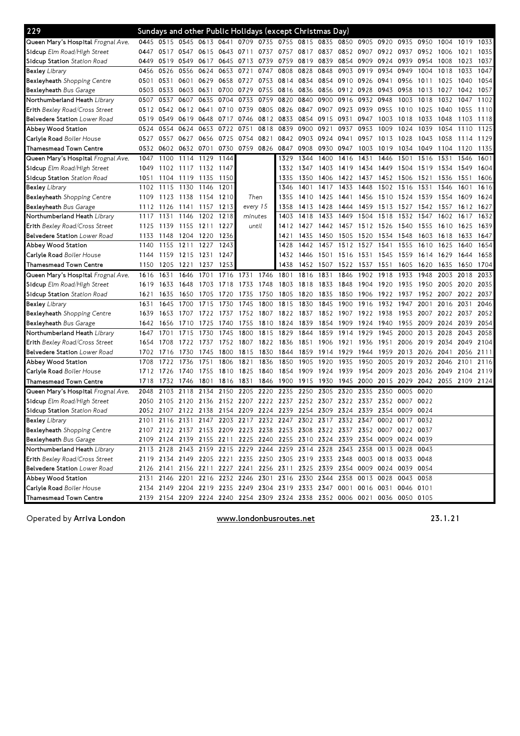## 229 Sundays and other Public Holidays (except Christmas Day)

| | | | | | | | | | | | | | | | | | | |
|---|---|---|---|---|---|---|---|---|---|---|---|---|---|---|---|---|---|---|
| **Queen Mary's Hospital** *Frognal Ave.* | 0445 | 0515 | 0545 | 0613 | 0641 | 0709 | 0735 | 0755 | 0815 | 0835 | 0850 | 0905 | 0920 | 0935 | 0950 | 1004 | 1019 | 1033 |
| **Sidcup** *Elm Road/High Street* | 0447 | 0517 | 0547 | 0615 | 0643 | 0711 | 0737 | 0757 | 0817 | 0837 | 0852 | 0907 | 0922 | 0937 | 0952 | 1006 | 1021 | 1035 |
| **Sidcup Station** *Station Road* | 0449 | 0519 | 0549 | 0617 | 0645 | 0713 | 0739 | 0759 | 0819 | 0839 | 0854 | 0909 | 0924 | 0939 | 0954 | 1008 | 1023 | 1037 |
| **Bexley** *Library* | 0456 | 0526 | 0556 | 0624 | 0653 | 0721 | 0747 | 0808 | 0828 | 0848 | 0903 | 0919 | 0934 | 0949 | 1004 | 1018 | 1033 | 1047 |
| **Bexleyheath** *Shopping Centre* | 0501 | 0531 | 0601 | 0629 | 0658 | 0727 | 0753 | 0814 | 0834 | 0854 | 0910 | 0926 | 0941 | 0956 | 1011 | 1025 | 1040 | 1054 |
| **Bexleyheath** *Bus Garage* | 0503 | 0533 | 0603 | 0631 | 0700 | 0729 | 0755 | 0816 | 0836 | 0856 | 0912 | 0928 | 0943 | 0958 | 1013 | 1027 | 1042 | 1057 |
| **Northumberland Heath** *Library* | 0507 | 0537 | 0607 | 0635 | 0704 | 0733 | 0759 | 0820 | 0840 | 0900 | 0916 | 0932 | 0948 | 1003 | 1018 | 1032 | 1047 | 1102 |
| **Erith** *Bexley Road/Cross Street* | 0512 | 0542 | 0612 | 0641 | 0710 | 0739 | 0805 | 0826 | 0847 | 0907 | 0923 | 0939 | 0955 | 1010 | 1025 | 1040 | 1055 | 1110 |
| **Belvedere Station** *Lower Road* | 0519 | 0549 | 0619 | 0648 | 0717 | 0746 | 0812 | 0833 | 0854 | 0915 | 0931 | 0947 | 1003 | 1018 | 1033 | 1048 | 1103 | 1118 |
| **Abbey Wood Station** | 0524 | 0554 | 0624 | 0653 | 0722 | 0751 | 0818 | 0839 | 0900 | 0921 | 0937 | 0953 | 1009 | 1024 | 1039 | 1054 | 1110 | 1125 |
| **Carlyle Road** *Boiler House* | 0527 | 0557 | 0627 | 0656 | 0725 | 0754 | 0821 | 0842 | 0903 | 0924 | 0941 | 0957 | 1013 | 1028 | 1043 | 1058 | 1114 | 1129 |
| **Thamesmead Town Centre** | 0532 | 0602 | 0632 | 0701 | 0730 | 0759 | 0826 | 0847 | 0908 | 0930 | 0947 | 1003 | 1019 | 1034 | 1049 | 1104 | 1120 | 1135 |
| **Queen Mary's Hospital** *Frognal Ave.* | 1047 | 1100 | 1114 | 1129 | 1144 | Then every 15 minutes until | | 1329 | 1344 | 1400 | 1416 | 1431 | 1446 | 1501 | 1516 | 1531 | 1546 | 1601 |
| **Sidcup** *Elm Road/High Street* | 1049 | 1102 | 1117 | 1132 | 1147 | | | 1332 | 1347 | 1403 | 1419 | 1434 | 1449 | 1504 | 1519 | 1534 | 1549 | 1604 |
| **Sidcup Station** *Station Road* | 1051 | 1104 | 1119 | 1135 | 1150 | | | 1335 | 1350 | 1406 | 1422 | 1437 | 1452 | 1506 | 1521 | 1536 | 1551 | 1606 |
| **Bexley** *Library* | 1102 | 1115 | 1130 | 1146 | 1201 | | | 1346 | 1401 | 1417 | 1433 | 1448 | 1502 | 1516 | 1531 | 1546 | 1601 | 1616 |
| **Bexleyheath** *Shopping Centre* | 1109 | 1123 | 1138 | 1154 | 1210 | | | 1355 | 1410 | 1425 | 1441 | 1456 | 1510 | 1524 | 1539 | 1554 | 1609 | 1624 |
| **Bexleyheath** *Bus Garage* | 1112 | 1126 | 1141 | 1157 | 1213 | | | 1358 | 1413 | 1428 | 1444 | 1459 | 1513 | 1527 | 1542 | 1557 | 1612 | 1627 |
| **Northumberland Heath** *Library* | 1117 | 1131 | 1146 | 1202 | 1218 | | | 1403 | 1418 | 1433 | 1449 | 1504 | 1518 | 1532 | 1547 | 1602 | 1617 | 1632 |
| **Erith** *Bexley Road/Cross Street* | 1125 | 1139 | 1155 | 1211 | 1227 | | | 1412 | 1427 | 1442 | 1457 | 1512 | 1526 | 1540 | 1555 | 1610 | 1625 | 1639 |
| **Belvedere Station** *Lower Road* | 1133 | 1148 | 1204 | 1220 | 1236 | | | 1421 | 1435 | 1450 | 1505 | 1520 | 1534 | 1548 | 1603 | 1618 | 1633 | 1647 |
| **Abbey Wood Station** | 1140 | 1155 | 1211 | 1227 | 1243 | | | 1428 | 1442 | 1457 | 1512 | 1527 | 1541 | 1555 | 1610 | 1625 | 1640 | 1654 |
| **Carlyle Road** *Boiler House* | 1144 | 1159 | 1215 | 1231 | 1247 | | | 1432 | 1446 | 1501 | 1516 | 1531 | 1545 | 1559 | 1614 | 1629 | 1644 | 1658 |
| **Thamesmead Town Centre** | 1150 | 1205 | 1221 | 1237 | 1253 | | | 1438 | 1452 | 1507 | 1522 | 1537 | 1551 | 1605 | 1620 | 1635 | 1650 | 1704 |
| **Queen Mary's Hospital** *Frognal Ave.* | 1616 | 1631 | 1646 | 1701 | 1716 | 1731 | 1746 | 1801 | 1816 | 1831 | 1846 | 1902 | 1918 | 1933 | 1948 | 2003 | 2018 | 2033 |
| **Sidcup** *Elm Road/High Street* | 1619 | 1633 | 1648 | 1703 | 1718 | 1733 | 1748 | 1803 | 1818 | 1833 | 1848 | 1904 | 1920 | 1935 | 1950 | 2005 | 2020 | 2035 |
| **Sidcup Station** *Station Road* | 1621 | 1635 | 1650 | 1705 | 1720 | 1735 | 1750 | 1805 | 1820 | 1835 | 1850 | 1906 | 1922 | 1937 | 1952 | 2007 | 2022 | 2037 |
| **Bexley** *Library* | 1631 | 1645 | 1700 | 1715 | 1730 | 1745 | 1800 | 1815 | 1830 | 1845 | 1900 | 1916 | 1932 | 1947 | 2001 | 2016 | 2031 | 2046 |
| **Bexleyheath** *Shopping Centre* | 1639 | 1653 | 1707 | 1722 | 1737 | 1752 | 1807 | 1822 | 1837 | 1852 | 1907 | 1922 | 1938 | 1953 | 2007 | 2022 | 2037 | 2052 |
| **Bexleyheath** *Bus Garage* | 1642 | 1656 | 1710 | 1725 | 1740 | 1755 | 1810 | 1824 | 1839 | 1854 | 1909 | 1924 | 1940 | 1955 | 2009 | 2024 | 2039 | 2054 |
| **Northumberland Heath** *Library* | 1647 | 1701 | 1715 | 1730 | 1745 | 1800 | 1815 | 1829 | 1844 | 1859 | 1914 | 1929 | 1945 | 2000 | 2013 | 2028 | 2043 | 2058 |
| **Erith** *Bexley Road/Cross Street* | 1654 | 1708 | 1722 | 1737 | 1752 | 1807 | 1822 | 1836 | 1851 | 1906 | 1921 | 1936 | 1951 | 2006 | 2019 | 2034 | 2049 | 2104 |
| **Belvedere Station** *Lower Road* | 1702 | 1716 | 1730 | 1745 | 1800 | 1815 | 1830 | 1844 | 1859 | 1914 | 1929 | 1944 | 1959 | 2013 | 2026 | 2041 | 2056 | 2111 |
| **Abbey Wood Station** | 1708 | 1722 | 1736 | 1751 | 1806 | 1821 | 1836 | 1850 | 1905 | 1920 | 1935 | 1950 | 2005 | 2019 | 2032 | 2046 | 2101 | 2116 |
| **Carlyle Road** *Boiler House* | 1712 | 1726 | 1740 | 1755 | 1810 | 1825 | 1840 | 1854 | 1909 | 1924 | 1939 | 1954 | 2009 | 2023 | 2036 | 2049 | 2104 | 2119 |
| **Thamesmead Town Centre** | 1718 | 1732 | 1746 | 1801 | 1816 | 1831 | 1846 | 1900 | 1915 | 1930 | 1945 | 2000 | 2015 | 2029 | 2042 | 2055 | 2109 | 2124 |
| **Queen Mary's Hospital** *Frognal Ave.* | 2048 | 2103 | 2118 | 2134 | 2150 | 2205 | 2220 | 2235 | 2250 | 2305 | 2320 | 2335 | 2350 | 0005 | 0020 | | | |
| **Sidcup** *Elm Road/High Street* | 2050 | 2105 | 2120 | 2136 | 2152 | 2207 | 2222 | 2237 | 2252 | 2307 | 2322 | 2337 | 2352 | 0007 | 0022 | | | |
| **Sidcup Station** *Station Road* | 2052 | 2107 | 2122 | 2138 | 2154 | 2209 | 2224 | 2239 | 2254 | 2309 | 2324 | 2339 | 2354 | 0009 | 0024 | | | |
| **Bexley** *Library* | 2101 | 2116 | 2131 | 2147 | 2203 | 2217 | 2232 | 2247 | 2302 | 2317 | 2332 | 2347 | 0002 | 0017 | 0032 | | | |
| **Bexleyheath** *Shopping Centre* | 2107 | 2122 | 2137 | 2153 | 2209 | 2223 | 2238 | 2253 | 2308 | 2322 | 2337 | 2352 | 0007 | 0022 | 0037 | | | |
| **Bexleyheath** *Bus Garage* | 2109 | 2124 | 2139 | 2155 | 2211 | 2225 | 2240 | 2255 | 2310 | 2324 | 2339 | 2354 | 0009 | 0024 | 0039 | | | |
| **Northumberland Heath** *Library* | 2113 | 2128 | 2143 | 2159 | 2215 | 2229 | 2244 | 2259 | 2314 | 2328 | 2343 | 2358 | 0013 | 0028 | 0043 | | | |
| **Erith** *Bexley Road/Cross Street* | 2119 | 2134 | 2149 | 2205 | 2221 | 2235 | 2250 | 2305 | 2319 | 2333 | 2348 | 0003 | 0018 | 0033 | 0048 | | | |
| **Belvedere Station** *Lower Road* | 2126 | 2141 | 2156 | 2211 | 2227 | 2241 | 2256 | 2311 | 2325 | 2339 | 2354 | 0009 | 0024 | 0039 | 0054 | | | |
| **Abbey Wood Station** | 2131 | 2146 | 2201 | 2216 | 2232 | 2246 | 2301 | 2316 | 2330 | 2344 | 2358 | 0013 | 0028 | 0043 | 0058 | | | |
| **Carlyle Road** *Boiler House* | 2134 | 2149 | 2204 | 2219 | 2235 | 2249 | 2304 | 2319 | 2333 | 2347 | 0001 | 0016 | 0031 | 0046 | 0101 | | | |
| **Thamesmead Town Centre** | 2139 | 2154 | 2209 | 2224 | 2240 | 2254 | 2309 | 2324 | 2338 | 2352 | 0006 | 0021 | 0036 | 0050 | 0105 | | | |

Operated by **Arriva London** www.londonbusroutes.net 23.1.21